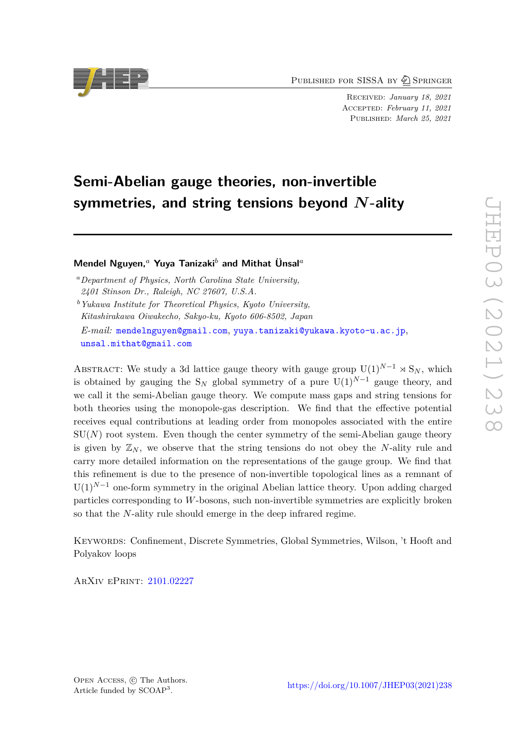# Semi-Abelian gauge theories, non-invertible symmetries, and string tensions beyond $N$-ality

**Mendel Nguyen,**[a] **Yuya Tanizaki**[b] **and Mithat Ünsal**[a]

[a] *Department of Physics, North Carolina State University, 2401 Stinson Dr., Raleigh, NC 27607, U.S.A.*

[b] *Yukawa Institute for Theoretical Physics, Kyoto University, Kitashirakawa Oiwakecho, Sakyo-ku, Kyoto 606-8502, Japan*

*E-mail:* mendelnguyen@gmail.com, yuya.tanizaki@yukawa.kyoto-u.ac.jp, unsal.mithat@gmail.com

Abstract: We study a 3d lattice gauge theory with gauge group $\mathrm{U}(1)^{N-1} \rtimes \mathrm{S}_N$, which is obtained by gauging the $\mathrm{S}_N$ global symmetry of a pure $\mathrm{U}(1)^{N-1}$ gauge theory, and we call it the semi-Abelian gauge theory. We compute mass gaps and string tensions for both theories using the monopole-gas description. We find that the effective potential receives equal contributions at leading order from monopoles associated with the entire $\mathrm{SU}(N)$ root system. Even though the center symmetry of the semi-Abelian gauge theory is given by $\mathbb{Z}_N$, we observe that the string tensions do not obey the $N$-ality rule and carry more detailed information on the representations of the gauge group. We find that this refinement is due to the presence of non-invertible topological lines as a remnant of $\mathrm{U}(1)^{N-1}$ one-form symmetry in the original Abelian lattice theory. Upon adding charged particles corresponding to $W$-bosons, such non-invertible symmetries are explicitly broken so that the $N$-ality rule should emerge in the deep infrared regime.

Keywords: Confinement, Discrete Symmetries, Global Symmetries, Wilson, 't Hooft and Polyakov loops

ArXiv ePrint: 2101.02227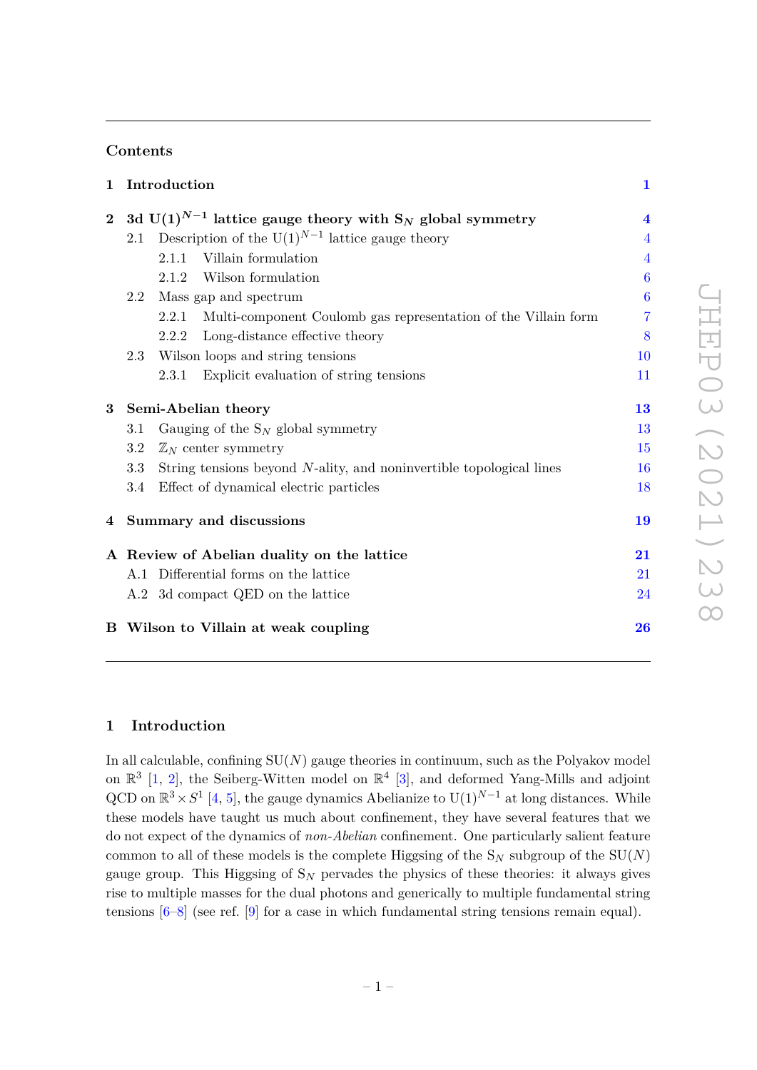## Contents

| | | |
|---|---|---|
| **1** | **Introduction** | **1** |
| **2** | **3d $U(1)^{N-1}$ lattice gauge theory with $S_N$ global symmetry** | **4** |
| 2.1 | Description of the $U(1)^{N-1}$ lattice gauge theory | 4 |
| 2.1.1 | Villain formulation | 4 |
| 2.1.2 | Wilson formulation | 6 |
| 2.2 | Mass gap and spectrum | 6 |
| 2.2.1 | Multi-component Coulomb gas representation of the Villain form | 7 |
| 2.2.2 | Long-distance effective theory | 8 |
| 2.3 | Wilson loops and string tensions | 10 |
| 2.3.1 | Explicit evaluation of string tensions | 11 |
| **3** | **Semi-Abelian theory** | **13** |
| 3.1 | Gauging of the $S_N$ global symmetry | 13 |
| 3.2 | $\mathbb{Z}_N$ center symmetry | 15 |
| 3.3 | String tensions beyond $N$-ality, and noninvertible topological lines | 16 |
| 3.4 | Effect of dynamical electric particles | 18 |
| **4** | **Summary and discussions** | **19** |
| **A** | **Review of Abelian duality on the lattice** | **21** |
| A.1 | Differential forms on the lattice | 21 |
| A.2 | 3d compact QED on the lattice | 24 |
| **B** | **Wilson to Villain at weak coupling** | **26** |

## 1 Introduction

In all calculable, confining $SU(N)$ gauge theories in continuum, such as the Polyakov model on $\mathbb{R}^3$ [1, 2], the Seiberg-Witten model on $\mathbb{R}^4$ [3], and deformed Yang-Mills and adjoint QCD on $\mathbb{R}^3 \times S^1$ [4, 5], the gauge dynamics Abelianize to $U(1)^{N-1}$ at long distances. While these models have taught us much about confinement, they have several features that we do not expect of the dynamics of *non-Abelian* confinement. One particularly salient feature common to all of these models is the complete Higgsing of the $S_N$ subgroup of the $SU(N)$ gauge group. This Higgsing of $S_N$ pervades the physics of these theories: it always gives rise to multiple masses for the dual photons and generically to multiple fundamental string tensions [6–8] (see ref. [9] for a case in which fundamental string tensions remain equal).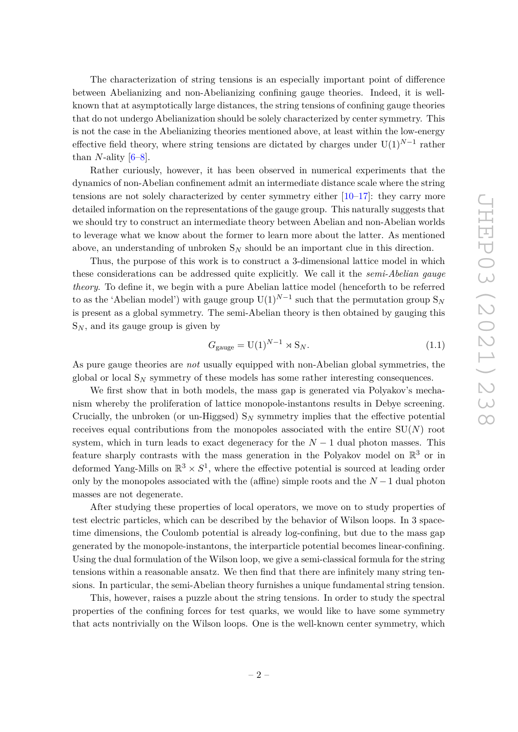The characterization of string tensions is an especially important point of difference between Abelianizing and non-Abelianizing confining gauge theories. Indeed, it is well-known that at asymptotically large distances, the string tensions of confining gauge theories that do not undergo Abelianization should be solely characterized by center symmetry. This is not the case in the Abelianizing theories mentioned above, at least within the low-energy effective field theory, where string tensions are dictated by charges under $\mathrm{U}(1)^{N-1}$ rather than $N$-ality [6–8].

Rather curiously, however, it has been observed in numerical experiments that the dynamics of non-Abelian confinement admit an intermediate distance scale where the string tensions are not solely characterized by center symmetry either [10–17]: they carry more detailed information on the representations of the gauge group. This naturally suggests that we should try to construct an intermediate theory between Abelian and non-Abelian worlds to leverage what we know about the former to learn more about the latter. As mentioned above, an understanding of unbroken $\mathrm{S}_N$ should be an important clue in this direction.

Thus, the purpose of this work is to construct a 3-dimensional lattice model in which these considerations can be addressed quite explicitly. We call it the *semi-Abelian gauge theory*. To define it, we begin with a pure Abelian lattice model (henceforth to be referred to as the 'Abelian model') with gauge group $\mathrm{U}(1)^{N-1}$ such that the permutation group $\mathrm{S}_N$ is present as a global symmetry. The semi-Abelian theory is then obtained by gauging this $\mathrm{S}_N$, and its gauge group is given by

$$G_{\text{gauge}} = \mathrm{U}(1)^{N-1} \rtimes \mathrm{S}_N. \tag{1.1}$$

As pure gauge theories are *not* usually equipped with non-Abelian global symmetries, the global or local $\mathrm{S}_N$ symmetry of these models has some rather interesting consequences.

We first show that in both models, the mass gap is generated via Polyakov's mechanism whereby the proliferation of lattice monopole-instantons results in Debye screening. Crucially, the unbroken (or un-Higgsed) $\mathrm{S}_N$ symmetry implies that the effective potential receives equal contributions from the monopoles associated with the entire $\mathrm{SU}(N)$ root system, which in turn leads to exact degeneracy for the $N-1$ dual photon masses. This feature sharply contrasts with the mass generation in the Polyakov model on $\mathbb{R}^3$ or in deformed Yang-Mills on $\mathbb{R}^3 \times S^1$, where the effective potential is sourced at leading order only by the monopoles associated with the (affine) simple roots and the $N-1$ dual photon masses are not degenerate.

After studying these properties of local operators, we move on to study properties of test electric particles, which can be described by the behavior of Wilson loops. In 3 spacetime dimensions, the Coulomb potential is already log-confining, but due to the mass gap generated by the monopole-instantons, the interparticle potential becomes linear-confining. Using the dual formulation of the Wilson loop, we give a semi-classical formula for the string tensions within a reasonable ansatz. We then find that there are infinitely many string tensions. In particular, the semi-Abelian theory furnishes a unique fundamental string tension.

This, however, raises a puzzle about the string tensions. In order to study the spectral properties of the confining forces for test quarks, we would like to have some symmetry that acts nontrivially on the Wilson loops. One is the well-known center symmetry, which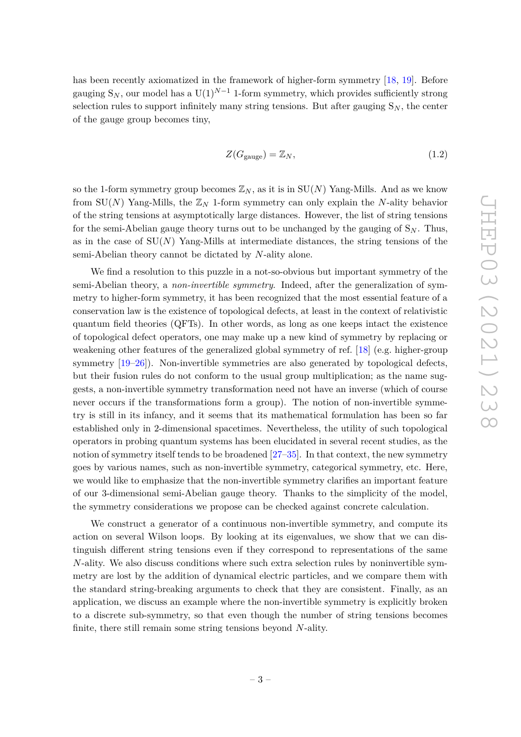has been recently axiomatized in the framework of higher-form symmetry [18, 19]. Before gauging $S_N$, our model has a $U(1)^{N-1}$ 1-form symmetry, which provides sufficiently strong selection rules to support infinitely many string tensions. But after gauging $S_N$, the center of the gauge group becomes tiny,

$$Z(G_{\text{gauge}}) = \mathbb{Z}_N, \tag{1.2}$$

so the 1-form symmetry group becomes $\mathbb{Z}_N$, as it is in $SU(N)$ Yang-Mills. And as we know from $SU(N)$ Yang-Mills, the $\mathbb{Z}_N$ 1-form symmetry can only explain the $N$-ality behavior of the string tensions at asymptotically large distances. However, the list of string tensions for the semi-Abelian gauge theory turns out to be unchanged by the gauging of $S_N$. Thus, as in the case of $SU(N)$ Yang-Mills at intermediate distances, the string tensions of the semi-Abelian theory cannot be dictated by $N$-ality alone.

We find a resolution to this puzzle in a not-so-obvious but important symmetry of the semi-Abelian theory, a *non-invertible symmetry*. Indeed, after the generalization of symmetry to higher-form symmetry, it has been recognized that the most essential feature of a conservation law is the existence of topological defects, at least in the context of relativistic quantum field theories (QFTs). In other words, as long as one keeps intact the existence of topological defect operators, one may make up a new kind of symmetry by replacing or weakening other features of the generalized global symmetry of ref. [18] (e.g. higher-group symmetry [19–26]). Non-invertible symmetries are also generated by topological defects, but their fusion rules do not conform to the usual group multiplication; as the name suggests, a non-invertible symmetry transformation need not have an inverse (which of course never occurs if the transformations form a group). The notion of non-invertible symmetry is still in its infancy, and it seems that its mathematical formulation has been so far established only in 2-dimensional spacetimes. Nevertheless, the utility of such topological operators in probing quantum systems has been elucidated in several recent studies, as the notion of symmetry itself tends to be broadened [27–35]. In that context, the new symmetry goes by various names, such as non-invertible symmetry, categorical symmetry, etc. Here, we would like to emphasize that the non-invertible symmetry clarifies an important feature of our 3-dimensional semi-Abelian gauge theory. Thanks to the simplicity of the model, the symmetry considerations we propose can be checked against concrete calculation.

We construct a generator of a continuous non-invertible symmetry, and compute its action on several Wilson loops. By looking at its eigenvalues, we show that we can distinguish different string tensions even if they correspond to representations of the same $N$-ality. We also discuss conditions where such extra selection rules by noninvertible symmetry are lost by the addition of dynamical electric particles, and we compare them with the standard string-breaking arguments to check that they are consistent. Finally, as an application, we discuss an example where the non-invertible symmetry is explicitly broken to a discrete sub-symmetry, so that even though the number of string tensions becomes finite, there still remain some string tensions beyond $N$-ality.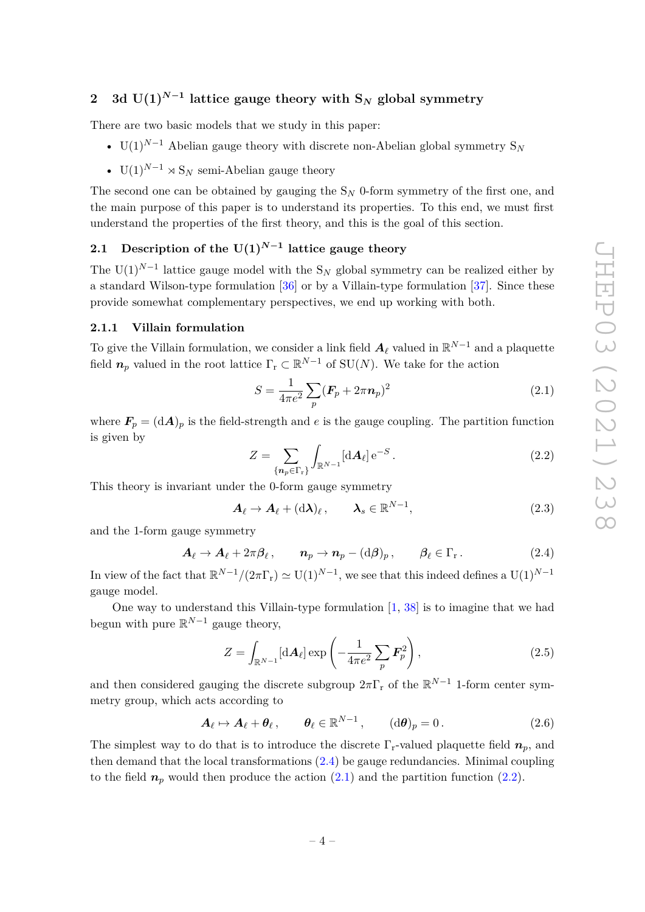## 2 3d $\mathrm{U}(1)^{N-1}$ lattice gauge theory with $\mathrm{S}_N$ global symmetry

There are two basic models that we study in this paper:

- $\mathrm{U}(1)^{N-1}$ Abelian gauge theory with discrete non-Abelian global symmetry $\mathrm{S}_N$
- $\mathrm{U}(1)^{N-1} \rtimes \mathrm{S}_N$ semi-Abelian gauge theory

The second one can be obtained by gauging the $\mathrm{S}_N$ 0-form symmetry of the first one, and the main purpose of this paper is to understand its properties. To this end, we must first understand the properties of the first theory, and this is the goal of this section.

### 2.1 Description of the $\mathrm{U}(1)^{N-1}$ lattice gauge theory

The $\mathrm{U}(1)^{N-1}$ lattice gauge model with the $\mathrm{S}_N$ global symmetry can be realized either by a standard Wilson-type formulation [36] or by a Villain-type formulation [37]. Since these provide somewhat complementary perspectives, we end up working with both.

#### 2.1.1 Villain formulation

To give the Villain formulation, we consider a link field $\boldsymbol{A}_\ell$ valued in $\mathbb{R}^{N-1}$ and a plaquette field $\boldsymbol{n}_p$ valued in the root lattice $\Gamma_{\mathrm{r}} \subset \mathbb{R}^{N-1}$ of $\mathrm{SU}(N)$. We take for the action

$$S = \frac{1}{4\pi e^2} \sum_p (\boldsymbol{F}_p + 2\pi \boldsymbol{n}_p)^2 \tag{2.1}$$

where $\boldsymbol{F}_p = (\mathrm{d}\boldsymbol{A})_p$ is the field-strength and $e$ is the gauge coupling. The partition function is given by

$$Z = \sum_{\{\boldsymbol{n}_p \in \Gamma_{\mathrm{r}}\}} \int_{\mathbb{R}^{N-1}} [\mathrm{d}\boldsymbol{A}_\ell]\, \mathrm{e}^{-S} \,. \tag{2.2}$$

This theory is invariant under the 0-form gauge symmetry

$$\boldsymbol{A}_\ell \to \boldsymbol{A}_\ell + (\mathrm{d}\boldsymbol{\lambda})_\ell \,, \qquad \boldsymbol{\lambda}_s \in \mathbb{R}^{N-1}, \tag{2.3}$$

and the 1-form gauge symmetry

$$\boldsymbol{A}_\ell \to \boldsymbol{A}_\ell + 2\pi \boldsymbol{\beta}_\ell \,, \qquad \boldsymbol{n}_p \to \boldsymbol{n}_p - (\mathrm{d}\boldsymbol{\beta})_p \,, \qquad \boldsymbol{\beta}_\ell \in \Gamma_{\mathrm{r}} \,. \tag{2.4}$$

In view of the fact that $\mathbb{R}^{N-1}/(2\pi\Gamma_{\mathrm{r}}) \simeq \mathrm{U}(1)^{N-1}$, we see that this indeed defines a $\mathrm{U}(1)^{N-1}$ gauge model.

One way to understand this Villain-type formulation [1, 38] is to imagine that we had begun with pure $\mathbb{R}^{N-1}$ gauge theory,

$$Z = \int_{\mathbb{R}^{N-1}} [\mathrm{d}\boldsymbol{A}_\ell] \exp\left( -\frac{1}{4\pi e^2} \sum_p \boldsymbol{F}_p^2 \right), \tag{2.5}$$

and then considered gauging the discrete subgroup $2\pi\Gamma_{\mathrm{r}}$ of the $\mathbb{R}^{N-1}$ 1-form center symmetry group, which acts according to

$$\boldsymbol{A}_\ell \mapsto \boldsymbol{A}_\ell + \boldsymbol{\theta}_\ell \,, \qquad \boldsymbol{\theta}_\ell \in \mathbb{R}^{N-1} \,, \qquad (\mathrm{d}\boldsymbol{\theta})_p = 0 \,. \tag{2.6}$$

The simplest way to do that is to introduce the discrete $\Gamma_{\mathrm{r}}$-valued plaquette field $\boldsymbol{n}_p$, and then demand that the local transformations (2.4) be gauge redundancies. Minimal coupling to the field $\boldsymbol{n}_p$ would then produce the action (2.1) and the partition function (2.2).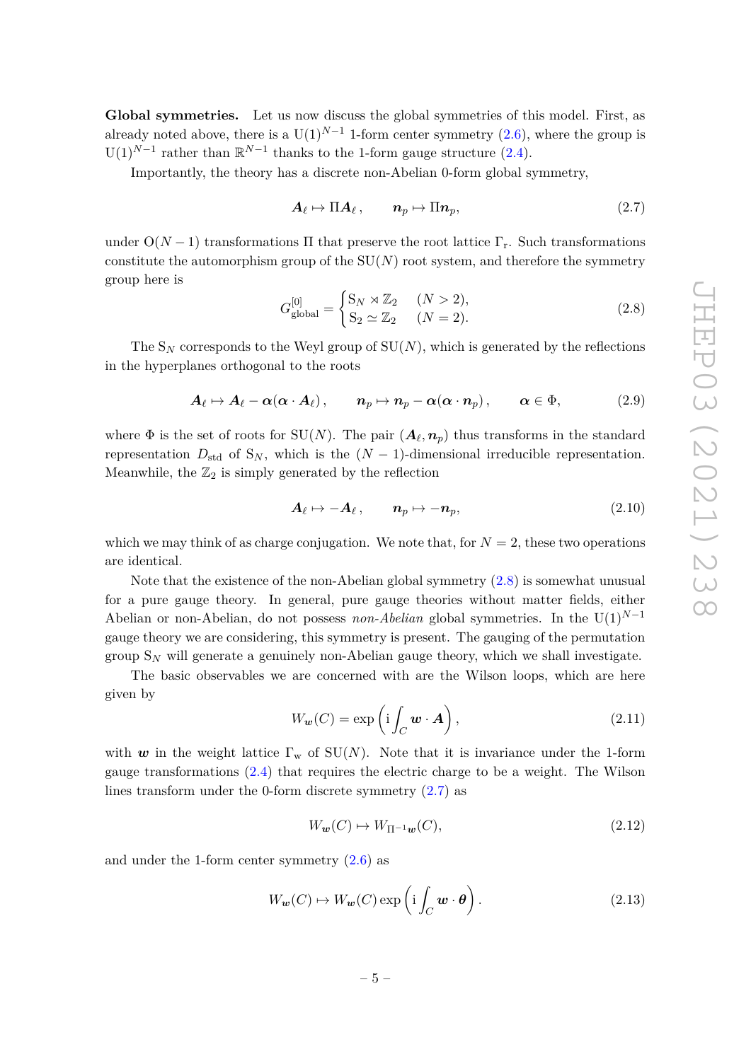**Global symmetries.** Let us now discuss the global symmetries of this model. First, as already noted above, there is a $\mathrm{U}(1)^{N-1}$ 1-form center symmetry (2.6), where the group is $\mathrm{U}(1)^{N-1}$ rather than $\mathbb{R}^{N-1}$ thanks to the 1-form gauge structure (2.4).

Importantly, the theory has a discrete non-Abelian 0-form global symmetry,

$$\boldsymbol{A}_\ell \mapsto \Pi \boldsymbol{A}_\ell\,, \qquad \boldsymbol{n}_p \mapsto \Pi \boldsymbol{n}_p, \tag{2.7}$$

under $\mathrm{O}(N-1)$ transformations $\Pi$ that preserve the root lattice $\Gamma_\mathrm{r}$. Such transformations constitute the automorphism group of the $\mathrm{SU}(N)$ root system, and therefore the symmetry group here is

$$G^{[0]}_{\text{global}} = \begin{cases} \mathrm{S}_N \rtimes \mathbb{Z}_2 & (N > 2), \\ \mathrm{S}_2 \simeq \mathbb{Z}_2 & (N = 2). \end{cases} \tag{2.8}$$

The $\mathrm{S}_N$ corresponds to the Weyl group of $\mathrm{SU}(N)$, which is generated by the reflections in the hyperplanes orthogonal to the roots

$$\boldsymbol{A}_\ell \mapsto \boldsymbol{A}_\ell - \boldsymbol{\alpha}(\boldsymbol{\alpha}\cdot \boldsymbol{A}_\ell)\,, \qquad \boldsymbol{n}_p \mapsto \boldsymbol{n}_p - \boldsymbol{\alpha}(\boldsymbol{\alpha}\cdot \boldsymbol{n}_p)\,, \qquad \boldsymbol{\alpha}\in\Phi, \tag{2.9}$$

where $\Phi$ is the set of roots for $\mathrm{SU}(N)$. The pair $(\boldsymbol{A}_\ell, \boldsymbol{n}_p)$ thus transforms in the standard representation $D_{\text{std}}$ of $\mathrm{S}_N$, which is the $(N-1)$-dimensional irreducible representation. Meanwhile, the $\mathbb{Z}_2$ is simply generated by the reflection

$$\boldsymbol{A}_\ell \mapsto -\boldsymbol{A}_\ell\,, \qquad \boldsymbol{n}_p \mapsto -\boldsymbol{n}_p, \tag{2.10}$$

which we may think of as charge conjugation. We note that, for $N = 2$, these two operations are identical.

Note that the existence of the non-Abelian global symmetry (2.8) is somewhat unusual for a pure gauge theory. In general, pure gauge theories without matter fields, either Abelian or non-Abelian, do not possess *non-Abelian* global symmetries. In the $\mathrm{U}(1)^{N-1}$ gauge theory we are considering, this symmetry is present. The gauging of the permutation group $\mathrm{S}_N$ will generate a genuinely non-Abelian gauge theory, which we shall investigate.

The basic observables we are concerned with are the Wilson loops, which are here given by

$$W_{\boldsymbol{w}}(C) = \exp\left(\mathrm{i}\int_C \boldsymbol{w}\cdot\boldsymbol{A}\right), \tag{2.11}$$

with $\boldsymbol{w}$ in the weight lattice $\Gamma_\mathrm{w}$ of $\mathrm{SU}(N)$. Note that it is invariance under the 1-form gauge transformations (2.4) that requires the electric charge to be a weight. The Wilson lines transform under the 0-form discrete symmetry (2.7) as

$$W_{\boldsymbol{w}}(C) \mapsto W_{\Pi^{-1}\boldsymbol{w}}(C), \tag{2.12}$$

and under the 1-form center symmetry (2.6) as

$$W_{\boldsymbol{w}}(C) \mapsto W_{\boldsymbol{w}}(C)\exp\left(\mathrm{i}\int_C \boldsymbol{w}\cdot\boldsymbol{\theta}\right). \tag{2.13}$$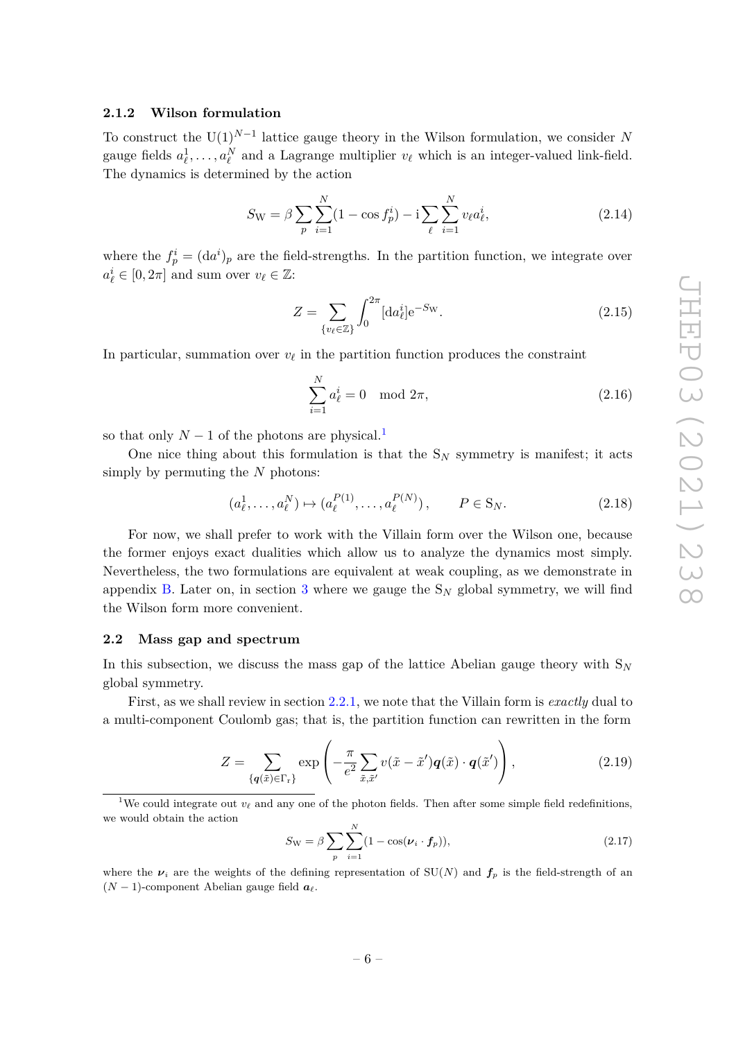### 2.1.2 Wilson formulation

To construct the $\mathrm{U}(1)^{N-1}$ lattice gauge theory in the Wilson formulation, we consider $N$ gauge fields $a^1_\ell, \dots, a^N_\ell$ and a Lagrange multiplier $v_\ell$ which is an integer-valued link-field. The dynamics is determined by the action

$$S_{\mathrm{W}} = \beta \sum_p \sum_{i=1}^{N} (1 - \cos f^i_p) - \mathrm{i} \sum_\ell \sum_{i=1}^{N} v_\ell a^i_\ell, \tag{2.14}$$

where the $f^i_p = (\mathrm{d}a^i)_p$ are the field-strengths. In the partition function, we integrate over $a^i_\ell \in [0, 2\pi]$ and sum over $v_\ell \in \mathbb{Z}$:

$$Z = \sum_{\{v_\ell \in \mathbb{Z}\}} \int_0^{2\pi} [\mathrm{d}a^i_\ell] \mathrm{e}^{-S_{\mathrm{W}}}. \tag{2.15}$$

In particular, summation over $v_\ell$ in the partition function produces the constraint

$$\sum_{i=1}^{N} a^i_\ell = 0 \mod 2\pi, \tag{2.16}$$

so that only $N-1$ of the photons are physical.[1]

One nice thing about this formulation is that the $\mathrm{S}_N$ symmetry is manifest; it acts simply by permuting the $N$ photons:

$$(a^1_\ell, \dots, a^N_\ell) \mapsto (a^{P(1)}_\ell, \dots, a^{P(N)}_\ell), \qquad P \in \mathrm{S}_N. \tag{2.18}$$

For now, we shall prefer to work with the Villain form over the Wilson one, because the former enjoys exact dualities which allow us to analyze the dynamics most simply. Nevertheless, the two formulations are equivalent at weak coupling, as we demonstrate in appendix B. Later on, in section 3 where we gauge the $\mathrm{S}_N$ global symmetry, we will find the Wilson form more convenient.

## 2.2 Mass gap and spectrum

In this subsection, we discuss the mass gap of the lattice Abelian gauge theory with $\mathrm{S}_N$ global symmetry.

First, as we shall review in section 2.2.1, we note that the Villain form is *exactly* dual to a multi-component Coulomb gas; that is, the partition function can rewritten in the form

$$Z = \sum_{\{\boldsymbol{q}(\tilde{x}) \in \Gamma_{\mathrm{r}}\}} \exp\left( -\frac{\pi}{e^2} \sum_{\tilde{x}, \tilde{x}'} v(\tilde{x} - \tilde{x}') \boldsymbol{q}(\tilde{x}) \cdot \boldsymbol{q}(\tilde{x}') \right), \tag{2.19}$$

[1] We could integrate out $v_\ell$ and any one of the photon fields. Then after some simple field redefinitions, we would obtain the action

$$S_{\mathrm{W}} = \beta \sum_p \sum_{i=1}^{N} (1 - \cos(\boldsymbol{\nu}_i \cdot \boldsymbol{f}_p)), \tag{2.17}$$

where the $\boldsymbol{\nu}_i$ are the weights of the defining representation of $\mathrm{SU}(N)$ and $\boldsymbol{f}_p$ is the field-strength of an $(N-1)$-component Abelian gauge field $\boldsymbol{a}_\ell$.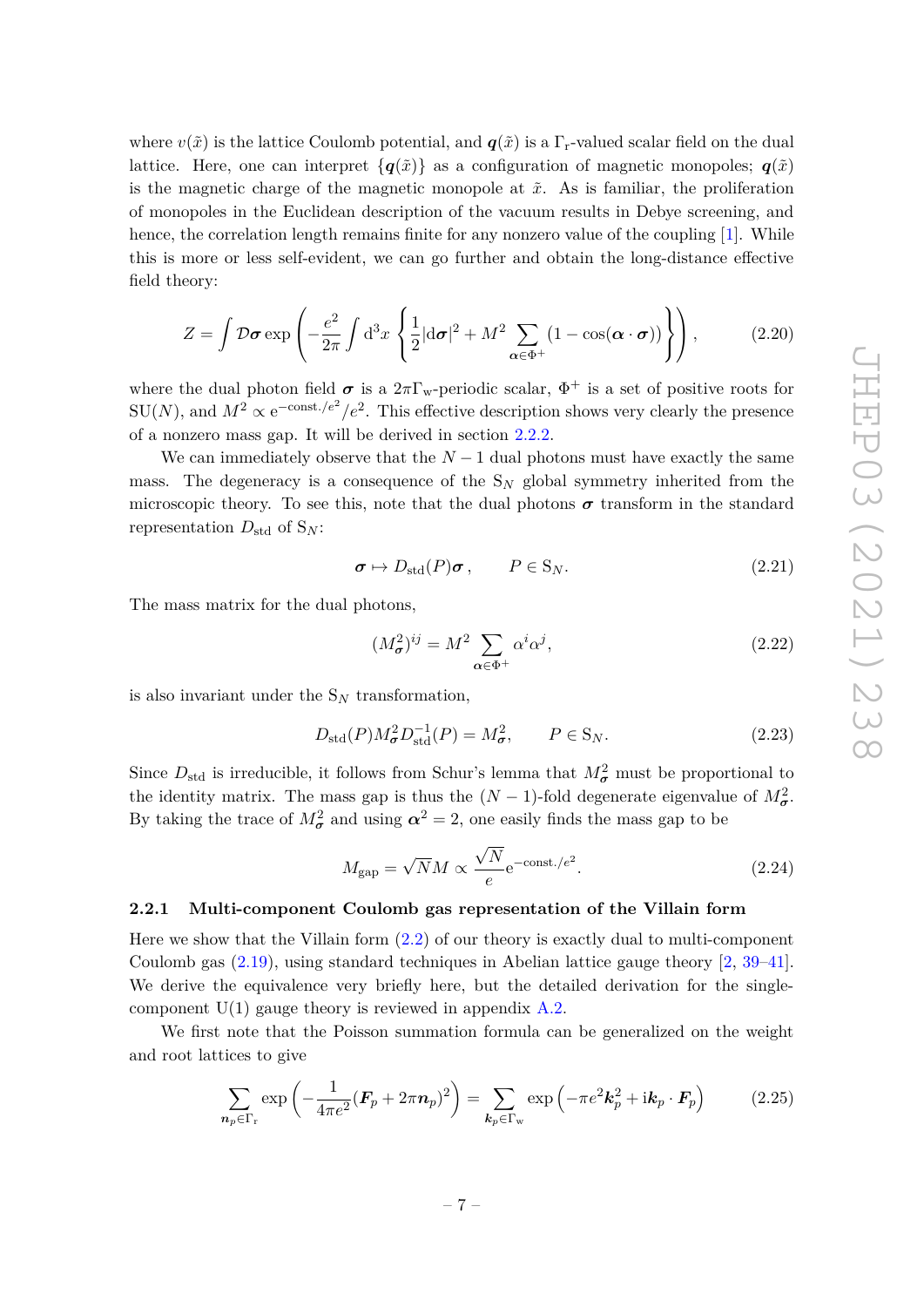where $v(\tilde{x})$ is the lattice Coulomb potential, and $\boldsymbol{q}(\tilde{x})$ is a $\Gamma_{\mathrm{r}}$-valued scalar field on the dual lattice. Here, one can interpret $\{\boldsymbol{q}(\tilde{x})\}$ as a configuration of magnetic monopoles; $\boldsymbol{q}(\tilde{x})$ is the magnetic charge of the magnetic monopole at $\tilde{x}$. As is familiar, the proliferation of monopoles in the Euclidean description of the vacuum results in Debye screening, and hence, the correlation length remains finite for any nonzero value of the coupling [1]. While this is more or less self-evident, we can go further and obtain the long-distance effective field theory:

$$Z = \int \mathcal{D}\boldsymbol{\sigma} \exp\left(-\frac{e^2}{2\pi}\int \mathrm{d}^3x \left\{\frac{1}{2}|\mathrm{d}\boldsymbol{\sigma}|^2 + M^2 \sum_{\boldsymbol{\alpha}\in\Phi^+}(1-\cos(\boldsymbol{\alpha}\cdot\boldsymbol{\sigma}))\right\}\right), \tag{2.20}$$

where the dual photon field $\boldsymbol{\sigma}$ is a $2\pi\Gamma_{\mathrm{w}}$-periodic scalar, $\Phi^+$ is a set of positive roots for $\mathrm{SU}(N)$, and $M^2 \propto \mathrm{e}^{-\mathrm{const.}/e^2}/e^2$. This effective description shows very clearly the presence of a nonzero mass gap. It will be derived in section 2.2.2.

We can immediately observe that the $N-1$ dual photons must have exactly the same mass. The degeneracy is a consequence of the $\mathrm{S}_N$ global symmetry inherited from the microscopic theory. To see this, note that the dual photons $\boldsymbol{\sigma}$ transform in the standard representation $D_{\mathrm{std}}$ of $\mathrm{S}_N$:

$$\boldsymbol{\sigma} \mapsto D_{\mathrm{std}}(P)\boldsymbol{\sigma}\,, \qquad P \in \mathrm{S}_N. \tag{2.21}$$

The mass matrix for the dual photons,

$$(M^2_{\boldsymbol{\sigma}})^{ij} = M^2 \sum_{\boldsymbol{\alpha}\in\Phi^+} \alpha^i\alpha^j, \tag{2.22}$$

is also invariant under the $\mathrm{S}_N$ transformation,

$$D_{\mathrm{std}}(P) M^2_{\boldsymbol{\sigma}} D^{-1}_{\mathrm{std}}(P) = M^2_{\boldsymbol{\sigma}}, \qquad P \in \mathrm{S}_N. \tag{2.23}$$

Since $D_{\mathrm{std}}$ is irreducible, it follows from Schur's lemma that $M^2_{\boldsymbol{\sigma}}$ must be proportional to the identity matrix. The mass gap is thus the $(N-1)$-fold degenerate eigenvalue of $M^2_{\boldsymbol{\sigma}}$. By taking the trace of $M^2_{\boldsymbol{\sigma}}$ and using $\boldsymbol{\alpha}^2 = 2$, one easily finds the mass gap to be

$$M_{\mathrm{gap}} = \sqrt{N} M \propto \frac{\sqrt{N}}{e}\mathrm{e}^{-\mathrm{const.}/e^2}. \tag{2.24}$$

### 2.2.1 Multi-component Coulomb gas representation of the Villain form

Here we show that the Villain form (2.2) of our theory is exactly dual to multi-component Coulomb gas (2.19), using standard techniques in Abelian lattice gauge theory [2, 39–41]. We derive the equivalence very briefly here, but the detailed derivation for the single-component U(1) gauge theory is reviewed in appendix A.2.

We first note that the Poisson summation formula can be generalized on the weight and root lattices to give

$$\sum_{\boldsymbol{n}_p\in\Gamma_{\mathrm{r}}} \exp\left(-\frac{1}{4\pi e^2}(\boldsymbol{F}_p + 2\pi\boldsymbol{n}_p)^2\right) = \sum_{\boldsymbol{k}_p\in\Gamma_{\mathrm{w}}} \exp\left(-\pi e^2 \boldsymbol{k}_p^2 + \mathrm{i}\boldsymbol{k}_p\cdot\boldsymbol{F}_p\right) \tag{2.25}$$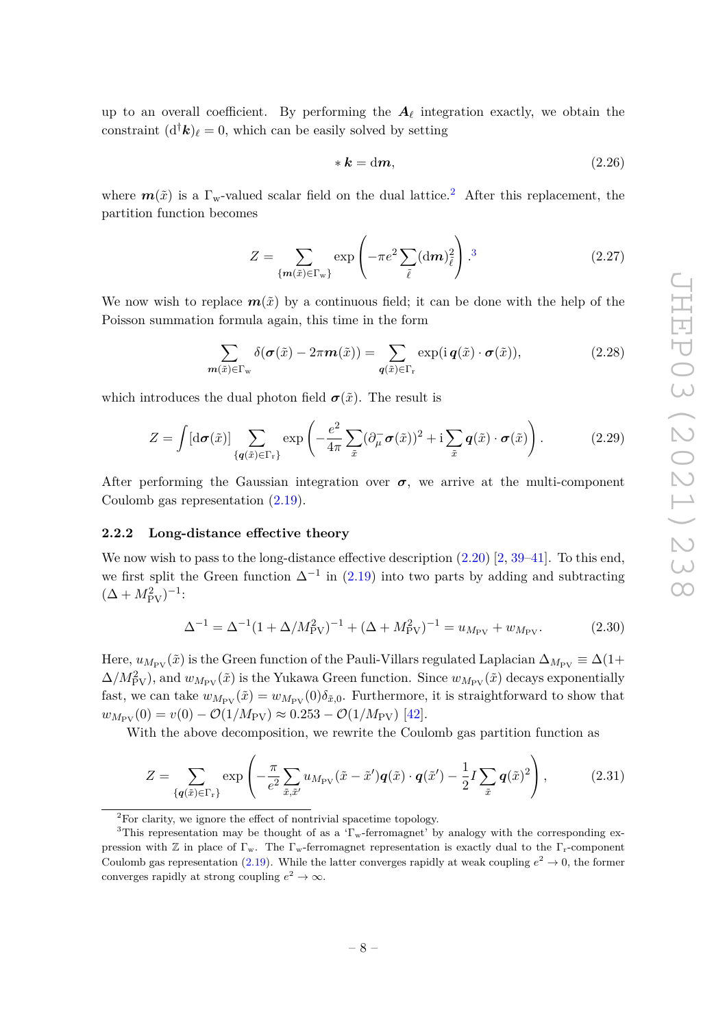up to an overall coefficient. By performing the $\boldsymbol{A}_\ell$ integration exactly, we obtain the constraint $(\mathrm{d}^\dagger \boldsymbol{k})_\ell = 0$, which can be easily solved by setting

$$*\, \boldsymbol{k} = \mathrm{d}\boldsymbol{m}, \tag{2.26}$$

where $\boldsymbol{m}(\tilde{x})$ is a $\Gamma_\mathrm{w}$-valued scalar field on the dual lattice.[2] After this replacement, the partition function becomes

$$Z = \sum_{\{\boldsymbol{m}(\tilde{x}) \in \Gamma_\mathrm{w}\}} \exp\left(-\pi e^2 \sum_{\tilde{\ell}} (\mathrm{d}\boldsymbol{m})^2_{\tilde{\ell}}\right).\text{[3]} \tag{2.27}$$

We now wish to replace $\boldsymbol{m}(\tilde{x})$ by a continuous field; it can be done with the help of the Poisson summation formula again, this time in the form

$$\sum_{\boldsymbol{m}(\tilde{x}) \in \Gamma_\mathrm{w}} \delta(\boldsymbol{\sigma}(\tilde{x}) - 2\pi \boldsymbol{m}(\tilde{x})) = \sum_{\boldsymbol{q}(\tilde{x}) \in \Gamma_\mathrm{r}} \exp(\mathrm{i}\, \boldsymbol{q}(\tilde{x}) \cdot \boldsymbol{\sigma}(\tilde{x})), \tag{2.28}$$

which introduces the dual photon field $\boldsymbol{\sigma}(\tilde{x})$. The result is

$$Z = \int [\mathrm{d}\boldsymbol{\sigma}(\tilde{x})] \sum_{\{\boldsymbol{q}(\tilde{x}) \in \Gamma_\mathrm{r}\}} \exp\left(-\frac{e^2}{4\pi} \sum_{\tilde{x}} (\partial_\mu^- \boldsymbol{\sigma}(\tilde{x}))^2 + \mathrm{i} \sum_{\tilde{x}} \boldsymbol{q}(\tilde{x}) \cdot \boldsymbol{\sigma}(\tilde{x})\right). \tag{2.29}$$

After performing the Gaussian integration over $\boldsymbol{\sigma}$, we arrive at the multi-component Coulomb gas representation (2.19).

### 2.2.2 Long-distance effective theory

We now wish to pass to the long-distance effective description (2.20) [2, 39–41]. To this end, we first split the Green function $\Delta^{-1}$ in (2.19) into two parts by adding and subtracting $(\Delta + M_{\mathrm{PV}}^2)^{-1}$:

$$\Delta^{-1} = \Delta^{-1}(1 + \Delta/M_{\mathrm{PV}}^2)^{-1} + (\Delta + M_{\mathrm{PV}}^2)^{-1} = u_{M_{\mathrm{PV}}} + w_{M_{\mathrm{PV}}}. \tag{2.30}$$

Here, $u_{M_{\mathrm{PV}}}(\tilde{x})$ is the Green function of the Pauli-Villars regulated Laplacian $\Delta_{M_{\mathrm{PV}}} \equiv \Delta(1 + \Delta/M_{\mathrm{PV}}^2)$, and $w_{M_{\mathrm{PV}}}(\tilde{x})$ is the Yukawa Green function. Since $w_{M_{\mathrm{PV}}}(\tilde{x})$ decays exponentially fast, we can take $w_{M_{\mathrm{PV}}}(\tilde{x}) = w_{M_{\mathrm{PV}}}(0)\delta_{\tilde{x},0}$. Furthermore, it is straightforward to show that $w_{M_{\mathrm{PV}}}(0) = v(0) - \mathcal{O}(1/M_{\mathrm{PV}}) \approx 0.253 - \mathcal{O}(1/M_{\mathrm{PV}})$ [42].

With the above decomposition, we rewrite the Coulomb gas partition function as

$$Z = \sum_{\{\boldsymbol{q}(\tilde{x}) \in \Gamma_\mathrm{r}\}} \exp\left(-\frac{\pi}{e^2} \sum_{\tilde{x},\tilde{x}'} u_{M_{\mathrm{PV}}}(\tilde{x} - \tilde{x}')\boldsymbol{q}(\tilde{x}) \cdot \boldsymbol{q}(\tilde{x}') - \frac{1}{2} I \sum_{\tilde{x}} \boldsymbol{q}(\tilde{x})^2\right), \tag{2.31}$$

---

[2] For clarity, we ignore the effect of nontrivial spacetime topology.

[3] This representation may be thought of as a '$\Gamma_\mathrm{w}$-ferromagnet' by analogy with the corresponding expression with $\mathbb{Z}$ in place of $\Gamma_\mathrm{w}$. The $\Gamma_\mathrm{w}$-ferromagnet representation is exactly dual to the $\Gamma_\mathrm{r}$-component Coulomb gas representation (2.19). While the latter converges rapidly at weak coupling $e^2 \to 0$, the former converges rapidly at strong coupling $e^2 \to \infty$.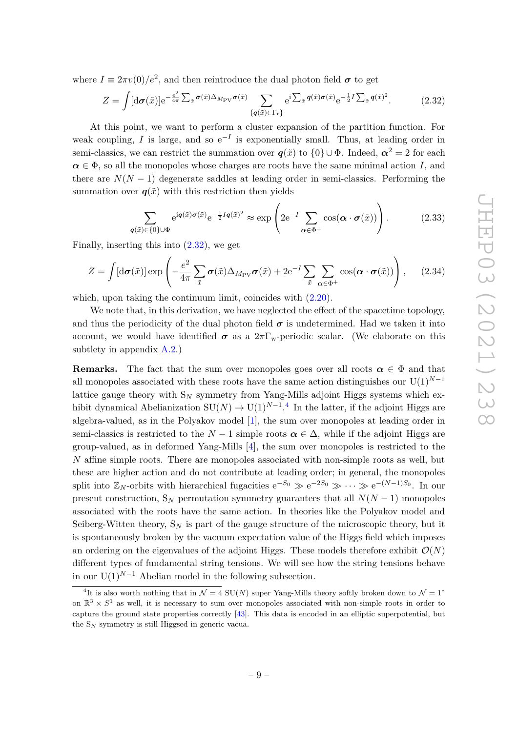where $I \equiv 2\pi v(0)/e^2$, and then reintroduce the dual photon field $\boldsymbol{\sigma}$ to get

$$Z = \int [\mathrm{d}\boldsymbol{\sigma}(\tilde{x})] \mathrm{e}^{-\frac{e^2}{4\pi}\sum_{\tilde{x}} \boldsymbol{\sigma}(\tilde{x})\Delta_{M_{\mathrm{PV}}}\boldsymbol{\sigma}(\tilde{x})} \sum_{\{\boldsymbol{q}(\tilde{x})\in\Gamma_{\mathrm{r}}\}} \mathrm{e}^{\mathrm{i}\sum_{\tilde{x}} \boldsymbol{q}(\tilde{x})\boldsymbol{\sigma}(\tilde{x})} \mathrm{e}^{-\frac{1}{2}I\sum_{\tilde{x}} \boldsymbol{q}(\tilde{x})^2}. \tag{2.32}$$

At this point, we want to perform a cluster expansion of the partition function. For weak coupling, $I$ is large, and so $\mathrm{e}^{-I}$ is exponentially small. Thus, at leading order in semi-classics, we can restrict the summation over $\boldsymbol{q}(\tilde{x})$ to $\{0\} \cup \Phi$. Indeed, $\boldsymbol{\alpha}^2 = 2$ for each $\boldsymbol{\alpha} \in \Phi$, so all the monopoles whose charges are roots have the same minimal action $I$, and there are $N(N-1)$ degenerate saddles at leading order in semi-classics. Performing the summation over $\boldsymbol{q}(\tilde{x})$ with this restriction then yields

$$\sum_{\boldsymbol{q}(\tilde{x})\in\{0\}\cup\Phi} \mathrm{e}^{\mathrm{i}\boldsymbol{q}(\tilde{x})\boldsymbol{\sigma}(\tilde{x})} \mathrm{e}^{-\frac{1}{2}I\boldsymbol{q}(\tilde{x})^2} \approx \exp\left(2\mathrm{e}^{-I}\sum_{\boldsymbol{\alpha}\in\Phi^+} \cos(\boldsymbol{\alpha}\cdot\boldsymbol{\sigma}(\tilde{x}))\right). \tag{2.33}$$

Finally, inserting this into (2.32), we get

$$Z = \int [\mathrm{d}\boldsymbol{\sigma}(\tilde{x})] \exp\left(-\frac{e^2}{4\pi}\sum_{\tilde{x}} \boldsymbol{\sigma}(\tilde{x})\Delta_{M_{\mathrm{PV}}}\boldsymbol{\sigma}(\tilde{x}) + 2\mathrm{e}^{-I}\sum_{\tilde{x}}\sum_{\boldsymbol{\alpha}\in\Phi^+} \cos(\boldsymbol{\alpha}\cdot\boldsymbol{\sigma}(\tilde{x}))\right), \tag{2.34}$$

which, upon taking the continuum limit, coincides with (2.20).

We note that, in this derivation, we have neglected the effect of the spacetime topology, and thus the periodicity of the dual photon field $\boldsymbol{\sigma}$ is undetermined. Had we taken it into account, we would have identified $\boldsymbol{\sigma}$ as a $2\pi\Gamma_{\mathrm{w}}$-periodic scalar. (We elaborate on this subtlety in appendix A.2.)

**Remarks.** The fact that the sum over monopoles goes over all roots $\boldsymbol{\alpha} \in \Phi$ and that all monopoles associated with these roots have the same action distinguishes our $\mathrm{U}(1)^{N-1}$ lattice gauge theory with $\mathrm{S}_N$ symmetry from Yang-Mills adjoint Higgs systems which exhibit dynamical Abelianization $\mathrm{SU}(N) \to \mathrm{U}(1)^{N-1}$.[4] In the latter, if the adjoint Higgs are algebra-valued, as in the Polyakov model [1], the sum over monopoles at leading order in semi-classics is restricted to the $N-1$ simple roots $\boldsymbol{\alpha} \in \Delta$, while if the adjoint Higgs are group-valued, as in deformed Yang-Mills [4], the sum over monopoles is restricted to the $N$ affine simple roots. There are monopoles associated with non-simple roots as well, but these are higher action and do not contribute at leading order; in general, the monopoles split into $\mathbb{Z}_N$-orbits with hierarchical fugacities $\mathrm{e}^{-S_0} \gg \mathrm{e}^{-2S_0} \gg \cdots \gg \mathrm{e}^{-(N-1)S_0}$. In our present construction, $\mathrm{S}_N$ permutation symmetry guarantees that all $N(N-1)$ monopoles associated with the roots have the same action. In theories like the Polyakov model and Seiberg-Witten theory, $\mathrm{S}_N$ is part of the gauge structure of the microscopic theory, but it is spontaneously broken by the vacuum expectation value of the Higgs field which imposes an ordering on the eigenvalues of the adjoint Higgs. These models therefore exhibit $\mathcal{O}(N)$ different types of fundamental string tensions. We will see how the string tensions behave in our $\mathrm{U}(1)^{N-1}$ Abelian model in the following subsection.

[4] It is also worth nothing that in $\mathcal{N}=4$ $\mathrm{SU}(N)$ super Yang-Mills theory softly broken down to $\mathcal{N}=1^*$ on $\mathbb{R}^3 \times S^1$ as well, it is necessary to sum over monopoles associated with non-simple roots in order to capture the ground state properties correctly [43]. This data is encoded in an elliptic superpotential, but the $\mathrm{S}_N$ symmetry is still Higgsed in generic vacua.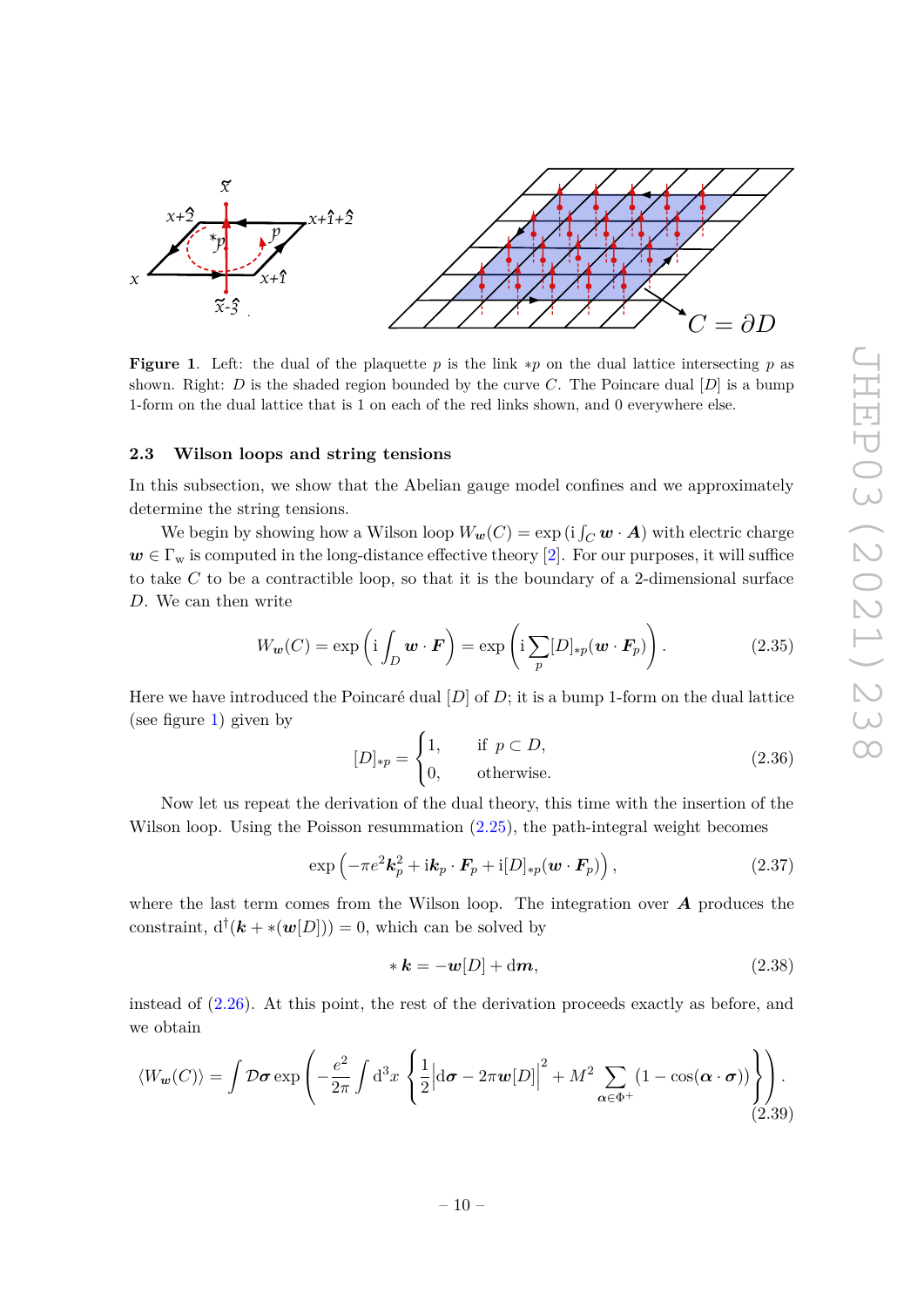**Figure 1**. Left: the dual of the plaquette $p$ is the link $*p$ on the dual lattice intersecting $p$ as shown. Right: $D$ is the shaded region bounded by the curve $C$. The Poincare dual $[D]$ is a bump 1-form on the dual lattice that is 1 on each of the red links shown, and 0 everywhere else.

### 2.3 Wilson loops and string tensions

In this subsection, we show that the Abelian gauge model confines and we approximately determine the string tensions.

We begin by showing how a Wilson loop $W_{\boldsymbol{w}}(C) = \exp\left(\mathrm{i}\int_C \boldsymbol{w}\cdot\boldsymbol{A}\right)$ with electric charge $\boldsymbol{w}\in\Gamma_{\mathrm{w}}$ is computed in the long-distance effective theory [2]. For our purposes, it will suffice to take $C$ to be a contractible loop, so that it is the boundary of a 2-dimensional surface $D$. We can then write

$$W_{\boldsymbol{w}}(C) = \exp\left(\mathrm{i}\int_D \boldsymbol{w}\cdot\boldsymbol{F}\right) = \exp\left(\mathrm{i}\sum_p [D]_{*p}(\boldsymbol{w}\cdot\boldsymbol{F}_p)\right). \tag{2.35}$$

Here we have introduced the Poincaré dual $[D]$ of $D$; it is a bump 1-form on the dual lattice (see figure 1) given by

$$[D]_{*p} = \begin{cases} 1, & \text{if } p\subset D, \\ 0, & \text{otherwise.}\end{cases} \tag{2.36}$$

Now let us repeat the derivation of the dual theory, this time with the insertion of the Wilson loop. Using the Poisson resummation (2.25), the path-integral weight becomes

$$\exp\left(-\pi e^2\boldsymbol{k}_p^2 + \mathrm{i}\boldsymbol{k}_p\cdot\boldsymbol{F}_p + \mathrm{i}[D]_{*p}(\boldsymbol{w}\cdot\boldsymbol{F}_p)\right), \tag{2.37}$$

where the last term comes from the Wilson loop. The integration over $\boldsymbol{A}$ produces the constraint, $\mathrm{d}^\dagger(\boldsymbol{k} + *(\boldsymbol{w}[D])) = 0$, which can be solved by

$$*\,\boldsymbol{k} = -\boldsymbol{w}[D] + \mathrm{d}\boldsymbol{m}, \tag{2.38}$$

instead of (2.26). At this point, the rest of the derivation proceeds exactly as before, and we obtain

$$\langle W_{\boldsymbol{w}}(C)\rangle = \int \mathcal{D}\boldsymbol{\sigma}\exp\left(-\frac{e^2}{2\pi}\int \mathrm{d}^3x\left\{\frac{1}{2}\left|\mathrm{d}\boldsymbol{\sigma} - 2\pi\boldsymbol{w}[D]\right|^2 + M^2\sum_{\boldsymbol{\alpha}\in\Phi^+}(1-\cos(\boldsymbol{\alpha}\cdot\boldsymbol{\sigma}))\right\}\right). \tag{2.39}$$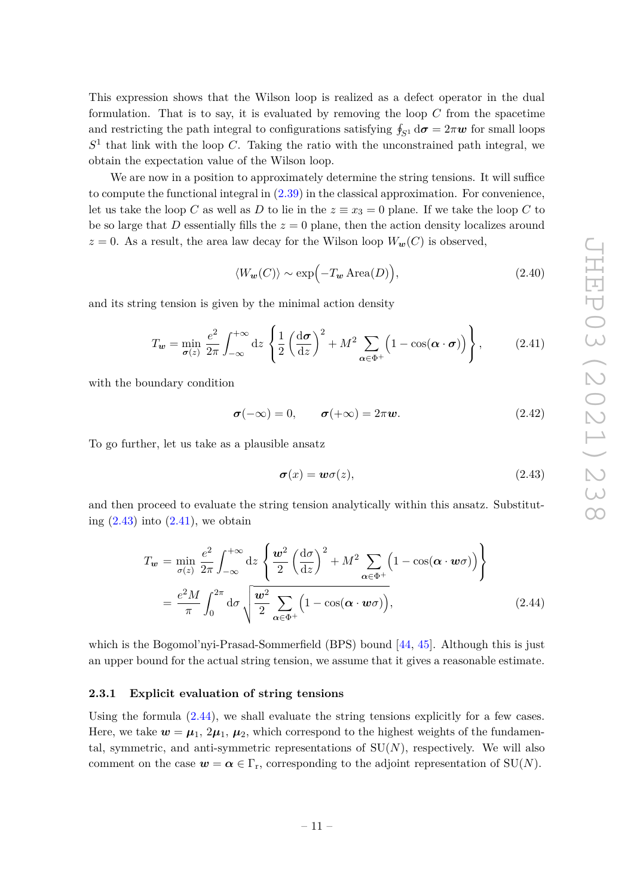This expression shows that the Wilson loop is realized as a defect operator in the dual formulation. That is to say, it is evaluated by removing the loop $C$ from the spacetime and restricting the path integral to configurations satisfying $\oint_{S^1} \mathrm{d}\boldsymbol{\sigma} = 2\pi \boldsymbol{w}$ for small loops $S^1$ that link with the loop $C$. Taking the ratio with the unconstrained path integral, we obtain the expectation value of the Wilson loop.

We are now in a position to approximately determine the string tensions. It will suffice to compute the functional integral in (2.39) in the classical approximation. For convenience, let us take the loop $C$ as well as $D$ to lie in the $z \equiv x_3 = 0$ plane. If we take the loop $C$ to be so large that $D$ essentially fills the $z = 0$ plane, then the action density localizes around $z = 0$. As a result, the area law decay for the Wilson loop $W_{\boldsymbol{w}}(C)$ is observed,

$$\langle W_{\boldsymbol{w}}(C) \rangle \sim \exp\Big(-T_{\boldsymbol{w}} \,\mathrm{Area}(D)\Big), \tag{2.40}$$

and its string tension is given by the minimal action density

$$T_{\boldsymbol{w}} = \min_{\boldsymbol{\sigma}(z)} \frac{e^2}{2\pi} \int_{-\infty}^{+\infty} \mathrm{d}z \left\{ \frac{1}{2} \left( \frac{\mathrm{d}\boldsymbol{\sigma}}{\mathrm{d}z} \right)^2 + M^2 \sum_{\boldsymbol{\alpha} \in \Phi^+} \Big(1 - \cos(\boldsymbol{\alpha} \cdot \boldsymbol{\sigma})\Big) \right\}, \tag{2.41}$$

with the boundary condition

$$\boldsymbol{\sigma}(-\infty) = 0, \qquad \boldsymbol{\sigma}(+\infty) = 2\pi \boldsymbol{w}. \tag{2.42}$$

To go further, let us take as a plausible ansatz

$$\boldsymbol{\sigma}(x) = \boldsymbol{w} \sigma(z), \tag{2.43}$$

and then proceed to evaluate the string tension analytically within this ansatz. Substituting (2.43) into (2.41), we obtain

$$\begin{aligned} T_{\boldsymbol{w}} &= \min_{\sigma(z)} \frac{e^2}{2\pi} \int_{-\infty}^{+\infty} \mathrm{d}z \left\{ \frac{\boldsymbol{w}^2}{2} \left( \frac{\mathrm{d}\sigma}{\mathrm{d}z} \right)^2 + M^2 \sum_{\boldsymbol{\alpha} \in \Phi^+} \Big(1 - \cos(\boldsymbol{\alpha} \cdot \boldsymbol{w}\sigma)\Big) \right\} \\ &= \frac{e^2 M}{\pi} \int_0^{2\pi} \mathrm{d}\sigma \sqrt{\frac{\boldsymbol{w}^2}{2} \sum_{\boldsymbol{\alpha} \in \Phi^+} \Big(1 - \cos(\boldsymbol{\alpha} \cdot \boldsymbol{w}\sigma)\Big)}, \end{aligned} \tag{2.44}$$

which is the Bogomol'nyi-Prasad-Sommerfield (BPS) bound [44, 45]. Although this is just an upper bound for the actual string tension, we assume that it gives a reasonable estimate.

### 2.3.1 Explicit evaluation of string tensions

Using the formula (2.44), we shall evaluate the string tensions explicitly for a few cases. Here, we take $\boldsymbol{w} = \boldsymbol{\mu}_1, 2\boldsymbol{\mu}_1, \boldsymbol{\mu}_2$, which correspond to the highest weights of the fundamental, symmetric, and anti-symmetric representations of $\mathrm{SU}(N)$, respectively. We will also comment on the case $\boldsymbol{w} = \boldsymbol{\alpha} \in \Gamma_{\mathrm{r}}$, corresponding to the adjoint representation of $\mathrm{SU}(N)$.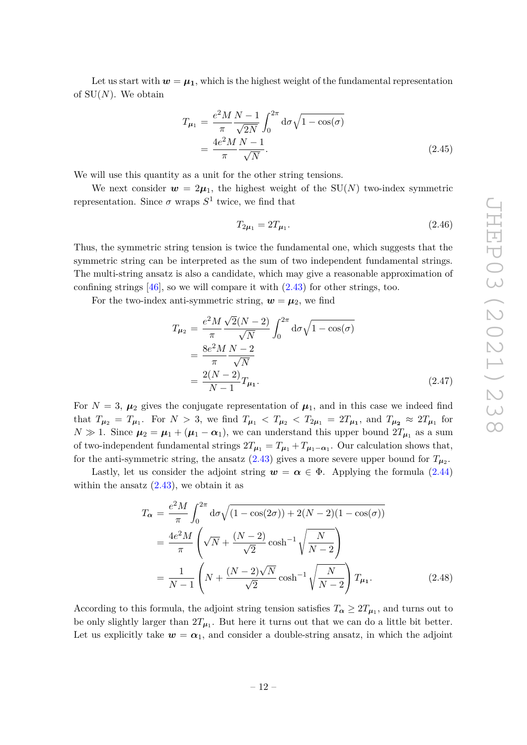Let us start with $\boldsymbol{w} = \boldsymbol{\mu_1}$, which is the highest weight of the fundamental representation of SU($N$). We obtain

$$
\begin{aligned}
T_{\boldsymbol{\mu}_1} &= \frac{e^2 M}{\pi}\frac{N-1}{\sqrt{2N}}\int_0^{2\pi} \mathrm{d}\sigma \sqrt{1-\cos(\sigma)} \\
&= \frac{4e^2 M}{\pi}\frac{N-1}{\sqrt{N}}.
\end{aligned} \tag{2.45}
$$

We will use this quantity as a unit for the other string tensions.

We next consider $\boldsymbol{w} = 2\boldsymbol{\mu}_1$, the highest weight of the SU($N$) two-index symmetric representation. Since $\sigma$ wraps $S^1$ twice, we find that

$$
T_{2\boldsymbol{\mu}_1} = 2T_{\boldsymbol{\mu}_1}. \tag{2.46}
$$

Thus, the symmetric string tension is twice the fundamental one, which suggests that the symmetric string can be interpreted as the sum of two independent fundamental strings. The multi-string ansatz is also a candidate, which may give a reasonable approximation of confining strings [46], so we will compare it with (2.43) for other strings, too.

For the two-index anti-symmetric string, $\boldsymbol{w} = \boldsymbol{\mu}_2$, we find

$$
\begin{aligned}
T_{\boldsymbol{\mu}_2} &= \frac{e^2 M}{\pi}\frac{\sqrt{2}(N-2)}{\sqrt{N}}\int_0^{2\pi} \mathrm{d}\sigma \sqrt{1-\cos(\sigma)} \\
&= \frac{8e^2 M}{\pi}\frac{N-2}{\sqrt{N}} \\
&= \frac{2(N-2)}{N-1} T_{\boldsymbol{\mu}_1}.
\end{aligned} \tag{2.47}
$$

For $N=3$, $\boldsymbol{\mu}_2$ gives the conjugate representation of $\boldsymbol{\mu}_1$, and in this case we indeed find that $T_{\boldsymbol{\mu}_2} = T_{\boldsymbol{\mu}_1}$. For $N>3$, we find $T_{\boldsymbol{\mu}_1} < T_{\boldsymbol{\mu}_2} < T_{2\boldsymbol{\mu}_1} = 2T_{\boldsymbol{\mu_1}}$, and $T_{\boldsymbol{\mu_2}} \approx 2T_{\boldsymbol{\mu}_1}$ for $N \gg 1$. Since $\boldsymbol{\mu}_2 = \boldsymbol{\mu}_1 + (\boldsymbol{\mu}_1 - \boldsymbol{\alpha}_1)$, we can understand this upper bound $2T_{\boldsymbol{\mu_1}}$ as a sum of two-independent fundamental strings $2T_{\boldsymbol{\mu}_1} = T_{\boldsymbol{\mu}_1} + T_{\boldsymbol{\mu}_1 - \boldsymbol{\alpha}_1}$. Our calculation shows that, for the anti-symmetric string, the ansatz (2.43) gives a more severe upper bound for $T_{\boldsymbol{\mu_2}}$.

Lastly, let us consider the adjoint string $\boldsymbol{w} = \boldsymbol{\alpha} \in \Phi$. Applying the formula (2.44) within the ansatz (2.43), we obtain it as

$$
\begin{aligned}
T_{\boldsymbol{\alpha}} &= \frac{e^2 M}{\pi}\int_0^{2\pi} \mathrm{d}\sigma \sqrt{(1-\cos(2\sigma)) + 2(N-2)(1-\cos(\sigma))} \\
&= \frac{4e^2 M}{\pi}\left(\sqrt{N} + \frac{(N-2)}{\sqrt{2}}\cosh^{-1}\sqrt{\frac{N}{N-2}}\right) \\
&= \frac{1}{N-1}\left(N + \frac{(N-2)\sqrt{N}}{\sqrt{2}}\cosh^{-1}\sqrt{\frac{N}{N-2}}\right) T_{\boldsymbol{\mu_1}}.
\end{aligned} \tag{2.48}
$$

According to this formula, the adjoint string tension satisfies $T_{\boldsymbol{\alpha}} \geq 2T_{\boldsymbol{\mu}_1}$, and turns out to be only slightly larger than $2T_{\boldsymbol{\mu_1}}$. But here it turns out that we can do a little bit better. Let us explicitly take $\boldsymbol{w} = \boldsymbol{\alpha}_1$, and consider a double-string ansatz, in which the adjoint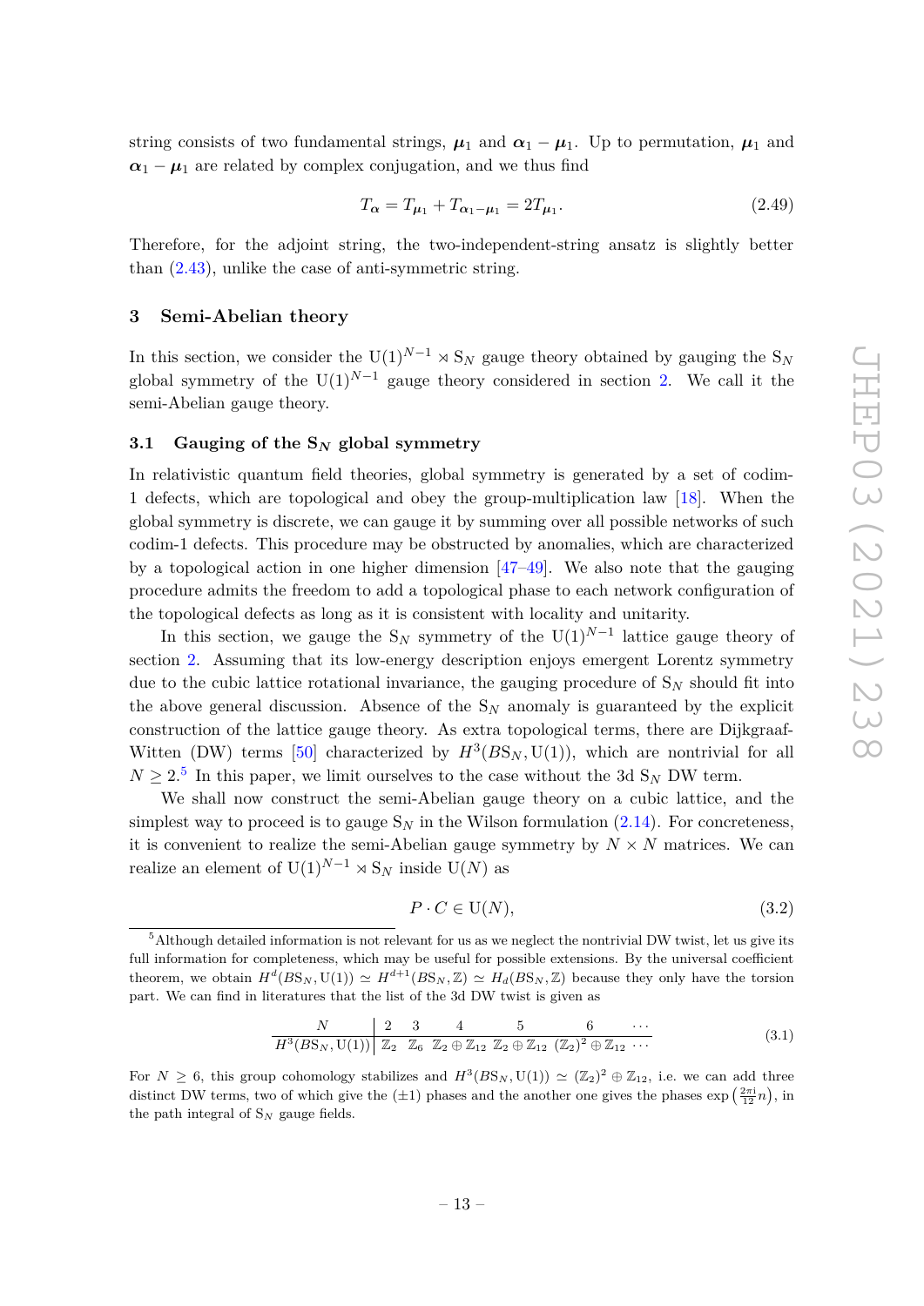string consists of two fundamental strings, $\boldsymbol{\mu}_1$ and $\boldsymbol{\alpha}_1 - \boldsymbol{\mu}_1$. Up to permutation, $\boldsymbol{\mu}_1$ and $\boldsymbol{\alpha}_1 - \boldsymbol{\mu}_1$ are related by complex conjugation, and we thus find

$$T_{\boldsymbol{\alpha}} = T_{\boldsymbol{\mu}_1} + T_{\boldsymbol{\alpha}_1 - \boldsymbol{\mu}_1} = 2T_{\boldsymbol{\mu}_1}. \tag{2.49}$$

Therefore, for the adjoint string, the two-independent-string ansatz is slightly better than (2.43), unlike the case of anti-symmetric string.

## 3 Semi-Abelian theory

In this section, we consider the $\mathrm{U}(1)^{N-1} \rtimes \mathrm{S}_N$ gauge theory obtained by gauging the $\mathrm{S}_N$ global symmetry of the $\mathrm{U}(1)^{N-1}$ gauge theory considered in section 2. We call it the semi-Abelian gauge theory.

### 3.1 Gauging of the $\mathrm{S}_N$ global symmetry

In relativistic quantum field theories, global symmetry is generated by a set of codim-1 defects, which are topological and obey the group-multiplication law [18]. When the global symmetry is discrete, we can gauge it by summing over all possible networks of such codim-1 defects. This procedure may be obstructed by anomalies, which are characterized by a topological action in one higher dimension [47–49]. We also note that the gauging procedure admits the freedom to add a topological phase to each network configuration of the topological defects as long as it is consistent with locality and unitarity.

In this section, we gauge the $\mathrm{S}_N$ symmetry of the $\mathrm{U}(1)^{N-1}$ lattice gauge theory of section 2. Assuming that its low-energy description enjoys emergent Lorentz symmetry due to the cubic lattice rotational invariance, the gauging procedure of $\mathrm{S}_N$ should fit into the above general discussion. Absence of the $\mathrm{S}_N$ anomaly is guaranteed by the explicit construction of the lattice gauge theory. As extra topological terms, there are Dijkgraaf-Witten (DW) terms [50] characterized by $H^3(B\mathrm{S}_N, \mathrm{U}(1))$, which are nontrivial for all $N \geq 2$.[5] In this paper, we limit ourselves to the case without the 3d $\mathrm{S}_N$ DW term.

We shall now construct the semi-Abelian gauge theory on a cubic lattice, and the simplest way to proceed is to gauge $\mathrm{S}_N$ in the Wilson formulation (2.14). For concreteness, it is convenient to realize the semi-Abelian gauge symmetry by $N \times N$ matrices. We can realize an element of $\mathrm{U}(1)^{N-1} \rtimes \mathrm{S}_N$ inside $\mathrm{U}(N)$ as

$$P \cdot C \in \mathrm{U}(N), \tag{3.2}$$

---

[5] Although detailed information is not relevant for us as we neglect the nontrivial DW twist, let us give its full information for completeness, which may be useful for possible extensions. By the universal coefficient theorem, we obtain $H^d(B\mathrm{S}_N, \mathrm{U}(1)) \simeq H^{d+1}(B\mathrm{S}_N, \mathbb{Z}) \simeq H_d(B\mathrm{S}_N, \mathbb{Z})$ because they only have the torsion part. We can find in literatures that the list of the 3d DW twist is given as

| $N$ | 2 | 3 | 4 | 5 | 6 | $\cdots$ |
|---|---|---|---|---|---|---|
| $H^3(B\mathrm{S}_N, \mathrm{U}(1))$ | $\mathbb{Z}_2$ | $\mathbb{Z}_6$ | $\mathbb{Z}_2 \oplus \mathbb{Z}_{12}$ | $\mathbb{Z}_2 \oplus \mathbb{Z}_{12}$ | $(\mathbb{Z}_2)^2 \oplus \mathbb{Z}_{12}$ | $\cdots$ |

(3.1)

For $N \geq 6$, this group cohomology stabilizes as $H^3(B\mathrm{S}_N, \mathrm{U}(1)) \simeq (\mathbb{Z}_2)^2 \oplus \mathbb{Z}_{12}$, i.e. we can add three distinct DW terms, two of which give the $(\pm 1)$ phases and the another one gives the phases $\exp\left(\frac{2\pi \mathrm{i}}{12} n\right)$, in the path integral of $\mathrm{S}_N$ gauge fields.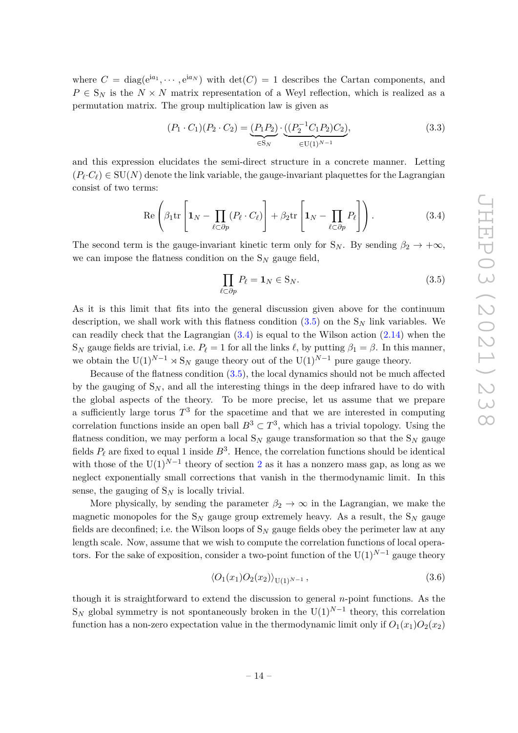where $C = \mathrm{diag}(\mathrm{e}^{\mathrm{i}a_1}, \cdots, \mathrm{e}^{\mathrm{i}a_N})$ with $\det(C) = 1$ describes the Cartan components, and $P \in \mathrm{S}_N$ is the $N \times N$ matrix representation of a Weyl reflection, which is realized as a permutation matrix. The group multiplication law is given as

$$(P_1 \cdot C_1)(P_2 \cdot C_2) = \underbrace{(P_1 P_2)}_{\in \mathrm{S}_N} \cdot \underbrace{((P_2^{-1} C_1 P_2) C_2)}_{\in \mathrm{U}(1)^{N-1}}, \tag{3.3}$$

and this expression elucidates the semi-direct structure in a concrete manner. Letting $(P_\ell \cdot C_\ell) \in \mathrm{SU}(N)$ denote the link variable, the gauge-invariant plaquettes for the Lagrangian consist of two terms:

$$\mathrm{Re}\left(\beta_1 \mathrm{tr}\left[\mathbf{1}_N - \prod_{\ell \subset \partial p} (P_\ell \cdot C_\ell)\right] + \beta_2 \mathrm{tr}\left[\mathbf{1}_N - \prod_{\ell \subset \partial p} P_\ell\right]\right). \tag{3.4}$$

The second term is the gauge-invariant kinetic term only for $\mathrm{S}_N$. By sending $\beta_2 \to +\infty$, we can impose the flatness condition on the $\mathrm{S}_N$ gauge field,

$$\prod_{\ell \subset \partial p} P_\ell = \mathbf{1}_N \in \mathrm{S}_N. \tag{3.5}$$

As it is this limit that fits into the general discussion given above for the continuum description, we shall work with this flatness condition (3.5) on the $\mathrm{S}_N$ link variables. We can readily check that the Lagrangian (3.4) is equal to the Wilson action (2.14) when the $\mathrm{S}_N$ gauge fields are trivial, i.e. $P_\ell = 1$ for all the links $\ell$, by putting $\beta_1 = \beta$. In this manner, we obtain the $\mathrm{U}(1)^{N-1} \rtimes \mathrm{S}_N$ gauge theory out of the $\mathrm{U}(1)^{N-1}$ pure gauge theory.

Because of the flatness condition (3.5), the local dynamics should not be much affected by the gauging of $\mathrm{S}_N$, and all the interesting things in the deep infrared have to do with the global aspects of the theory. To be more precise, let us assume that we prepare a sufficiently large torus $T^3$ for the spacetime and that we are interested in computing correlation functions inside an open ball $B^3 \subset T^3$, which has a trivial topology. Using the flatness condition, we may perform a local $\mathrm{S}_N$ gauge transformation so that the $\mathrm{S}_N$ gauge fields $P_\ell$ are fixed to equal 1 inside $B^3$. Hence, the correlation functions should be identical with those of the $\mathrm{U}(1)^{N-1}$ theory of section 2 as it has a nonzero mass gap, as long as we neglect exponentially small corrections that vanish in the thermodynamic limit. In this sense, the gauging of $\mathrm{S}_N$ is locally trivial.

More physically, by sending the parameter $\beta_2 \to \infty$ in the Lagrangian, we make the magnetic monopoles for the $\mathrm{S}_N$ gauge group extremely heavy. As a result, the $\mathrm{S}_N$ gauge fields are deconfined; i.e. the Wilson loops of $\mathrm{S}_N$ gauge fields obey the perimeter law at any length scale. Now, assume that we wish to compute the correlation functions of local operators. For the sake of exposition, consider a two-point function of the $\mathrm{U}(1)^{N-1}$ gauge theory

$$\langle O_1(x_1) O_2(x_2) \rangle_{\mathrm{U}(1)^{N-1}}, \tag{3.6}$$

though it is straightforward to extend the discussion to general $n$-point functions. As the $\mathrm{S}_N$ global symmetry is not spontaneously broken in the $\mathrm{U}(1)^{N-1}$ theory, this correlation function has a non-zero expectation value in the thermodynamic limit only if $O_1(x_1) O_2(x_2)$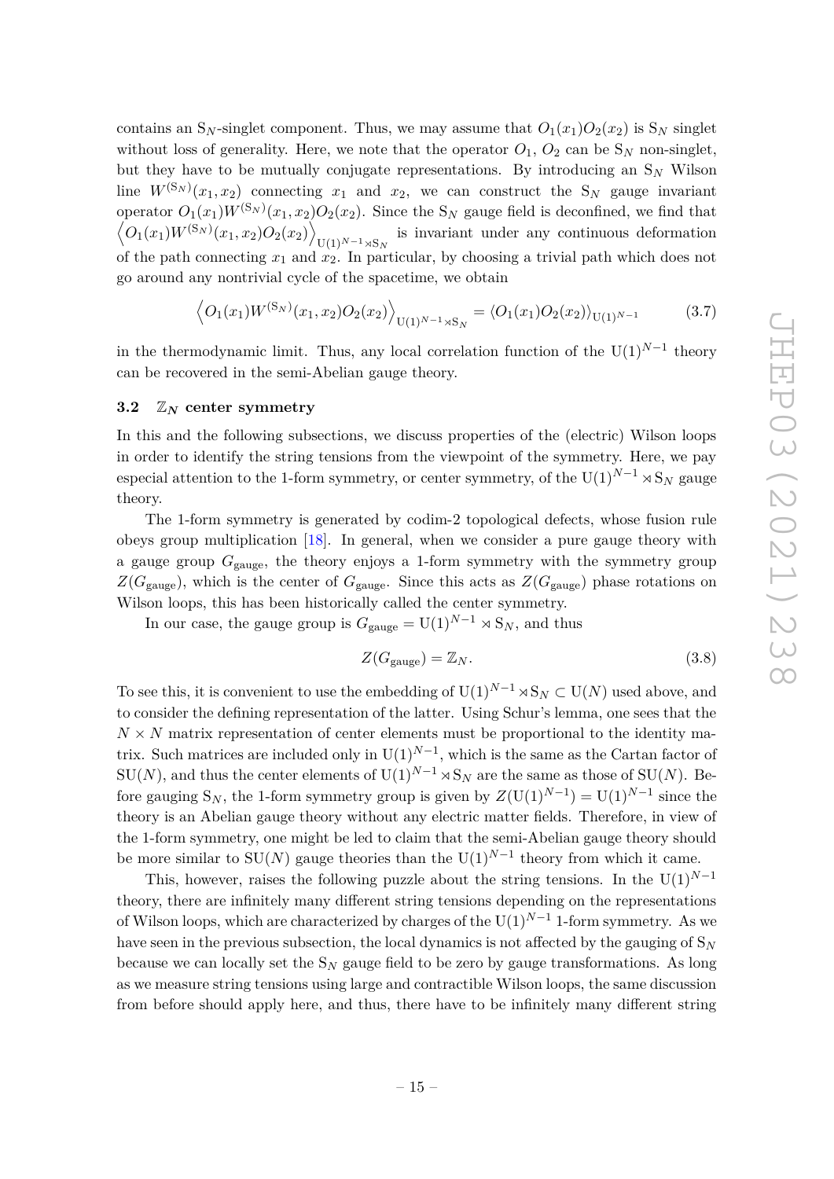contains an $\mathrm{S}_N$-singlet component. Thus, we may assume that $O_1(x_1)O_2(x_2)$ is $\mathrm{S}_N$ singlet without loss of generality. Here, we note that the operator $O_1$, $O_2$ can be $\mathrm{S}_N$ non-singlet, but they have to be mutually conjugate representations. By introducing an $\mathrm{S}_N$ Wilson line $W^{(\mathrm{S}_N)}(x_1,x_2)$ connecting $x_1$ and $x_2$, we can construct the $\mathrm{S}_N$ gauge invariant operator $O_1(x_1)W^{(\mathrm{S}_N)}(x_1,x_2)O_2(x_2)$. Since the $\mathrm{S}_N$ gauge field is deconfined, we find that $\left\langle O_1(x_1)W^{(\mathrm{S}_N)}(x_1,x_2)O_2(x_2)\right\rangle_{\mathrm{U}(1)^{N-1}\rtimes \mathrm{S}_N}$ is invariant under any continuous deformation of the path connecting $x_1$ and $x_2$. In particular, by choosing a trivial path which does not go around any nontrivial cycle of the spacetime, we obtain

$$\left\langle O_1(x_1)W^{(\mathrm{S}_N)}(x_1,x_2)O_2(x_2)\right\rangle_{\mathrm{U}(1)^{N-1}\rtimes \mathrm{S}_N} = \langle O_1(x_1)O_2(x_2)\rangle_{\mathrm{U}(1)^{N-1}} \tag{3.7}$$

in the thermodynamic limit. Thus, any local correlation function of the $\mathrm{U}(1)^{N-1}$ theory can be recovered in the semi-Abelian gauge theory.

### 3.2 $\mathbb{Z}_N$ center symmetry

In this and the following subsections, we discuss properties of the (electric) Wilson loops in order to identify the string tensions from the viewpoint of the symmetry. Here, we pay especial attention to the 1-form symmetry, or center symmetry, of the $\mathrm{U}(1)^{N-1}\rtimes \mathrm{S}_N$ gauge theory.

The 1-form symmetry is generated by codim-2 topological defects, whose fusion rule obeys group multiplication [18]. In general, when we consider a pure gauge theory with a gauge group $G_{\text{gauge}}$, the theory enjoys a 1-form symmetry with the symmetry group $Z(G_{\text{gauge}})$, which is the center of $G_{\text{gauge}}$. Since this acts as $Z(G_{\text{gauge}})$ phase rotations on Wilson loops, this has been historically called the center symmetry.

In our case, the gauge group is $G_{\text{gauge}} = \mathrm{U}(1)^{N-1}\rtimes \mathrm{S}_N$, and thus

$$Z(G_{\text{gauge}}) = \mathbb{Z}_N. \tag{3.8}$$

To see this, it is convenient to use the embedding of $\mathrm{U}(1)^{N-1}\rtimes \mathrm{S}_N \subset \mathrm{U}(N)$ used above, and to consider the defining representation of the latter. Using Schur's lemma, one sees that the $N\times N$ matrix representation of center elements must be proportional to the identity matrix. Such matrices are included only in $\mathrm{U}(1)^{N-1}$, which is the same as the Cartan factor of $\mathrm{SU}(N)$, and thus the center elements of $\mathrm{U}(1)^{N-1}\rtimes \mathrm{S}_N$ are the same as those of $\mathrm{SU}(N)$. Before gauging $\mathrm{S}_N$, the 1-form symmetry group is given by $Z(\mathrm{U}(1)^{N-1}) = \mathrm{U}(1)^{N-1}$ since the theory is an Abelian gauge theory without any electric matter fields. Therefore, in view of the 1-form symmetry, one might be led to claim that the semi-Abelian gauge theory should be more similar to $\mathrm{SU}(N)$ gauge theories than the $\mathrm{U}(1)^{N-1}$ theory from which it came.

This, however, raises the following puzzle about the string tensions. In the $\mathrm{U}(1)^{N-1}$ theory, there are infinitely many different string tensions depending on the representations of Wilson loops, which are characterized by charges of the $\mathrm{U}(1)^{N-1}$ 1-form symmetry. As we have seen in the previous subsection, the local dynamics is not affected by the gauging of $\mathrm{S}_N$ because we can locally set the $\mathrm{S}_N$ gauge field to be zero by gauge transformations. As long as we measure string tensions using large and contractible Wilson loops, the same discussion from before should apply here, and thus, there have to be infinitely many different string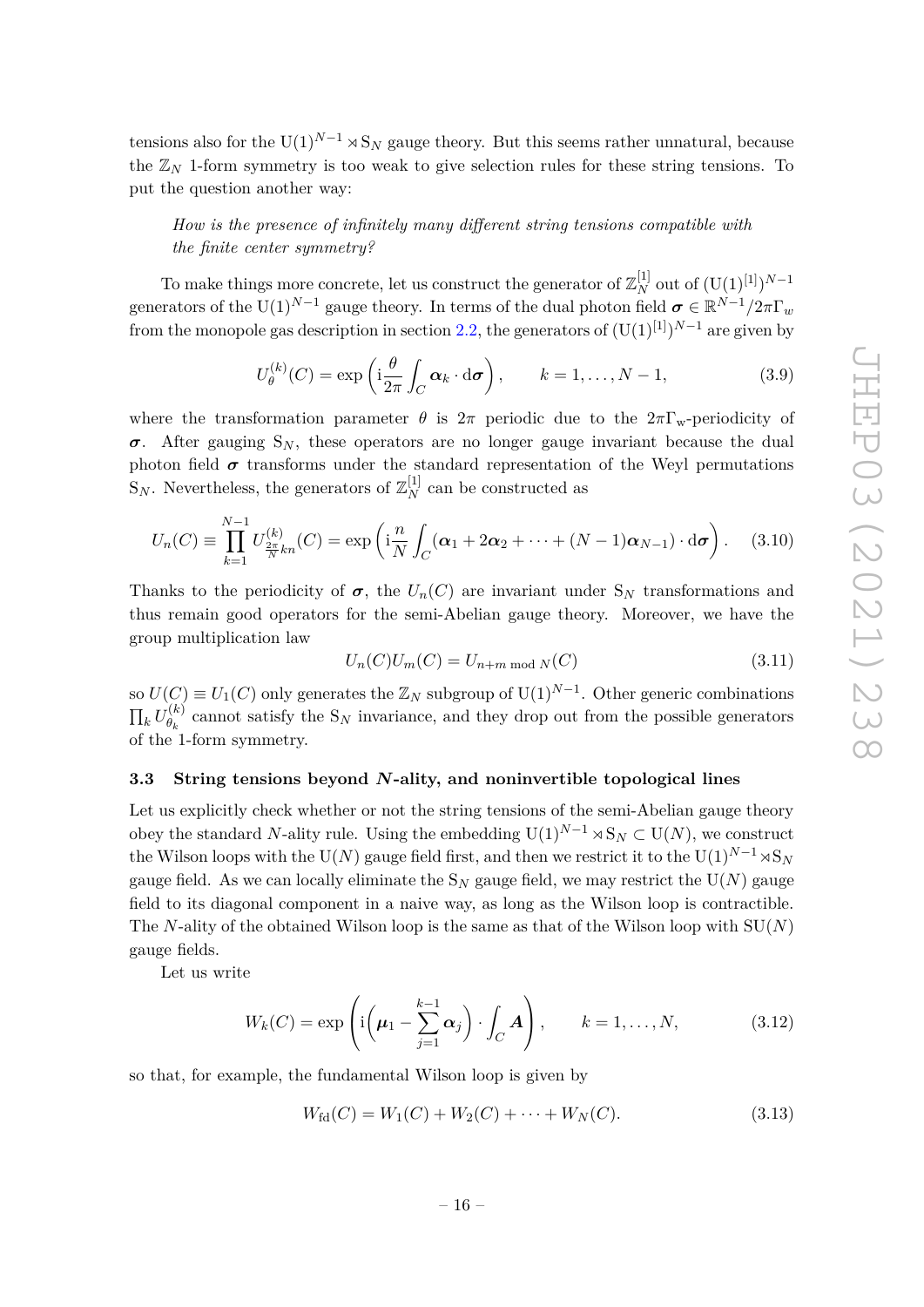tensions also for the $\mathrm{U}(1)^{N-1} \rtimes \mathrm{S}_N$ gauge theory. But this seems rather unnatural, because the $\mathbb{Z}_N$ 1-form symmetry is too weak to give selection rules for these string tensions. To put the question another way:

> *How is the presence of infinitely many different string tensions compatible with the finite center symmetry?*

To make things more concrete, let us construct the generator of $\mathbb{Z}_N^{[1]}$ out of $(\mathrm{U}(1)^{[1]})^{N-1}$ generators of the $\mathrm{U}(1)^{N-1}$ gauge theory. In terms of the dual photon field $\boldsymbol{\sigma} \in \mathbb{R}^{N-1}/2\pi\Gamma_w$ from the monopole gas description in section 2.2, the generators of $(\mathrm{U}(1)^{[1]})^{N-1}$ are given by

$$U_\theta^{(k)}(C) = \exp\left(\mathrm{i}\frac{\theta}{2\pi}\int_C \boldsymbol{\alpha}_k \cdot \mathrm{d}\boldsymbol{\sigma}\right), \qquad k = 1, \ldots, N-1, \tag{3.9}$$

where the transformation parameter $\theta$ is $2\pi$ periodic due to the $2\pi\Gamma_\mathrm{w}$-periodicity of $\boldsymbol{\sigma}$. After gauging $\mathrm{S}_N$, these operators are no longer gauge invariant because the dual photon field $\boldsymbol{\sigma}$ transforms under the standard representation of the Weyl permutations $\mathrm{S}_N$. Nevertheless, the generators of $\mathbb{Z}_N^{[1]}$ can be constructed as

$$U_n(C) \equiv \prod_{k=1}^{N-1} U_{\frac{2\pi}{N}kn}^{(k)}(C) = \exp\left(\mathrm{i}\frac{n}{N}\int_C (\boldsymbol{\alpha}_1 + 2\boldsymbol{\alpha}_2 + \cdots + (N-1)\boldsymbol{\alpha}_{N-1}) \cdot \mathrm{d}\boldsymbol{\sigma}\right). \tag{3.10}$$

Thanks to the periodicity of $\boldsymbol{\sigma}$, the $U_n(C)$ are invariant under $\mathrm{S}_N$ transformations and thus remain good operators for the semi-Abelian gauge theory. Moreover, we have the group multiplication law

$$U_n(C) U_m(C) = U_{n+m \bmod N}(C) \tag{3.11}$$

so $U(C) \equiv U_1(C)$ only generates the $\mathbb{Z}_N$ subgroup of $\mathrm{U}(1)^{N-1}$. Other generic combinations $\prod_k U_{\theta_k}^{(k)}$ cannot satisfy the $\mathrm{S}_N$ invariance, and they drop out from the possible generators of the 1-form symmetry.

### 3.3 String tensions beyond $N$-ality, and noninvertible topological lines

Let us explicitly check whether or not the string tensions of the semi-Abelian gauge theory obey the standard $N$-ality rule. Using the embedding $\mathrm{U}(1)^{N-1} \rtimes \mathrm{S}_N \subset \mathrm{U}(N)$, we construct the Wilson loops with the $\mathrm{U}(N)$ gauge field first, and then we restrict it to the $\mathrm{U}(1)^{N-1} \rtimes \mathrm{S}_N$ gauge field. As we can locally eliminate the $\mathrm{S}_N$ gauge field, we may restrict the $\mathrm{U}(N)$ gauge field to its diagonal component in a naive way, as long as the Wilson loop is contractible. The $N$-ality of the obtained Wilson loop is the same as that of the Wilson loop with $\mathrm{SU}(N)$ gauge fields.

Let us write

$$W_k(C) = \exp\left(\mathrm{i}\left(\boldsymbol{\mu}_1 - \sum_{j=1}^{k-1}\boldsymbol{\alpha}_j\right) \cdot \int_C \boldsymbol{A}\right), \qquad k = 1, \ldots, N, \tag{3.12}$$

so that, for example, the fundamental Wilson loop is given by

$$W_\mathrm{fd}(C) = W_1(C) + W_2(C) + \cdots + W_N(C). \tag{3.13}$$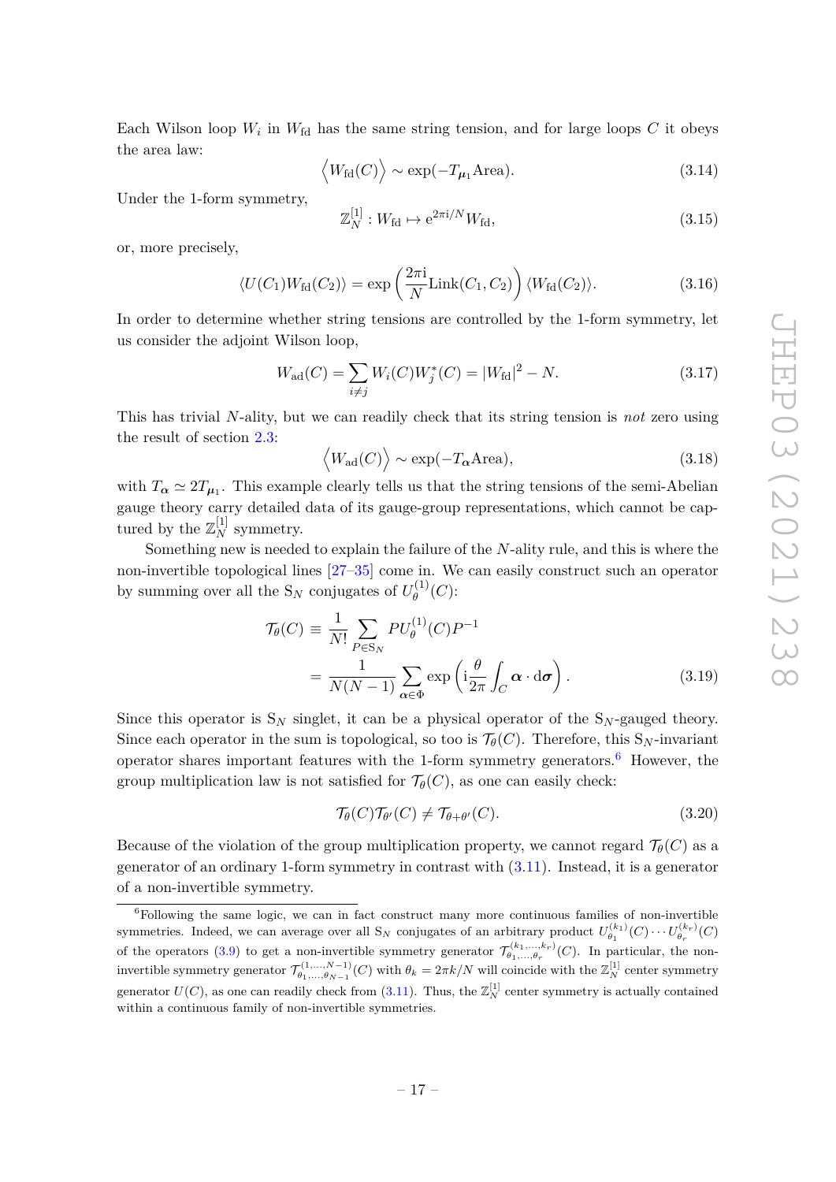Each Wilson loop $W_i$ in $W_{\rm fd}$ has the same string tension, and for large loops $C$ it obeys the area law:

$$\left\langle W_{\rm fd}(C) \right\rangle \sim \exp(-T_{\boldsymbol{\mu}_1} \text{Area}). \tag{3.14}$$

Under the 1-form symmetry,

$$\mathbb{Z}_N^{[1]} : W_{\rm fd} \mapsto \mathrm{e}^{2\pi \mathrm{i}/N} W_{\rm fd}, \tag{3.15}$$

or, more precisely,

$$\langle U(C_1) W_{\rm fd}(C_2) \rangle = \exp\left( \frac{2\pi \mathrm{i}}{N} \mathrm{Link}(C_1, C_2) \right) \langle W_{\rm fd}(C_2) \rangle. \tag{3.16}$$

In order to determine whether string tensions are controlled by the 1-form symmetry, let us consider the adjoint Wilson loop,

$$W_{\rm ad}(C) = \sum_{i \neq j} W_i(C) W_j^*(C) = |W_{\rm fd}|^2 - N. \tag{3.17}$$

This has trivial $N$-ality, but we can readily check that its string tension is *not* zero using the result of section 2.3:

$$\left\langle W_{\rm ad}(C) \right\rangle \sim \exp(-T_{\boldsymbol{\alpha}} \text{Area}), \tag{3.18}$$

with $T_{\boldsymbol{\alpha}} \simeq 2 T_{\boldsymbol{\mu}_1}$. This example clearly tells us that the string tensions of the semi-Abelian gauge theory carry detailed data of its gauge-group representations, which cannot be captured by the $\mathbb{Z}_N^{[1]}$ symmetry.

Something new is needed to explain the failure of the $N$-ality rule, and this is where the non-invertible topological lines [27–35] come in. We can easily construct such an operator by summing over all the $\mathrm{S}_N$ conjugates of $U_\theta^{(1)}(C)$:

$$\begin{aligned}
\mathcal{T}_\theta(C) &\equiv \frac{1}{N!} \sum_{P \in \mathrm{S}_N} P U_\theta^{(1)}(C) P^{-1} \\
&= \frac{1}{N(N-1)} \sum_{\boldsymbol{\alpha} \in \Phi} \exp\left( \mathrm{i} \frac{\theta}{2\pi} \int_C \boldsymbol{\alpha} \cdot \mathrm{d}\boldsymbol{\sigma} \right).
\end{aligned} \tag{3.19}$$

Since this operator is $\mathrm{S}_N$ singlet, it can be a physical operator of the $\mathrm{S}_N$-gauged theory. Since each operator in the sum is topological, so too is $\mathcal{T}_\theta(C)$. Therefore, this $\mathrm{S}_N$-invariant operator shares important features with the 1-form symmetry generators.[6] However, the group multiplication law is not satisfied for $\mathcal{T}_\theta(C)$, as one can easily check:

$$\mathcal{T}_\theta(C) \mathcal{T}_{\theta'}(C) \neq \mathcal{T}_{\theta+\theta'}(C). \tag{3.20}$$

Because of the violation of the group multiplication property, we cannot regard $\mathcal{T}_\theta(C)$ as a generator of an ordinary 1-form symmetry in contrast with (3.11). Instead, it is a generator of a non-invertible symmetry.

[6]Following the same logic, we can in fact construct many more continuous families of non-invertible symmetries. Indeed, we can average over all $\mathrm{S}_N$ conjugates of an arbitrary product $U_{\theta_1}^{(k_1)}(C) \cdots U_{\theta_r}^{(k_r)}(C)$ of the operators (3.9) to get a non-invertible symmetry generator $\mathcal{T}_{\theta_1,\ldots,\theta_r}^{(k_1,\ldots,k_r)}(C)$. In particular, the non-invertible symmetry generator $\mathcal{T}_{\theta_1,\ldots,\theta_{N-1}}^{(1,\ldots,N-1)}(C)$ with $\theta_k = 2\pi k/N$ will coincide with the $\mathbb{Z}_N^{[1]}$ center symmetry generator $U(C)$, as one can readily check from (3.11). Thus, the $\mathbb{Z}_N^{[1]}$ center symmetry is actually contained within a continuous family of non-invertible symmetries.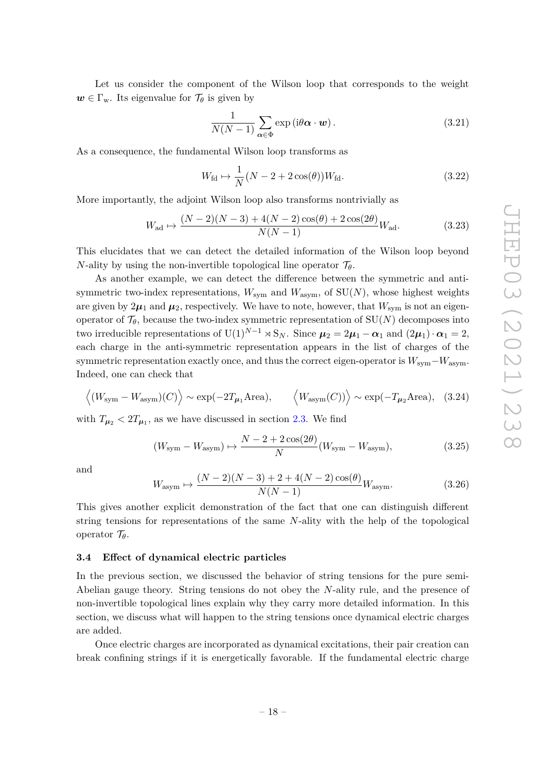Let us consider the component of the Wilson loop that corresponds to the weight $\boldsymbol{w} \in \Gamma_{\mathrm{w}}$. Its eigenvalue for $\mathcal{T}_\theta$ is given by

$$\frac{1}{N(N-1)} \sum_{\boldsymbol{\alpha} \in \Phi} \exp\left(\mathrm{i}\theta \boldsymbol{\alpha} \cdot \boldsymbol{w}\right). \tag{3.21}$$

As a consequence, the fundamental Wilson loop transforms as

$$W_{\mathrm{fd}} \mapsto \frac{1}{N}(N-2+2\cos(\theta)) W_{\mathrm{fd}}. \tag{3.22}$$

More importantly, the adjoint Wilson loop also transforms nontrivially as

$$W_{\mathrm{ad}} \mapsto \frac{(N-2)(N-3)+4(N-2)\cos(\theta)+2\cos(2\theta)}{N(N-1)} W_{\mathrm{ad}}. \tag{3.23}$$

This elucidates that we can detect the detailed information of the Wilson loop beyond $N$-ality by using the non-invertible topological line operator $\mathcal{T}_\theta$.

As another example, we can detect the difference between the symmetric and anti-symmetric two-index representations, $W_{\mathrm{sym}}$ and $W_{\mathrm{asym}}$, of $\mathrm{SU}(N)$, whose highest weights are given by $2\boldsymbol{\mu}_1$ and $\boldsymbol{\mu}_2$, respectively. We have to note, however, that $W_{\mathrm{sym}}$ is not an eigen-operator of $\mathcal{T}_\theta$, because the two-index symmetric representation of $\mathrm{SU}(N)$ decomposes into two irreducible representations of $\mathrm{U}(1)^{N-1} \rtimes \mathrm{S}_N$. Since $\boldsymbol{\mu}_2 = 2\boldsymbol{\mu}_1 - \boldsymbol{\alpha}_1$ and $(2\boldsymbol{\mu}_1)\cdot\boldsymbol{\alpha}_1 = 2$, each charge in the anti-symmetric representation appears in the list of charges of the symmetric representation exactly once, and thus the correct eigen-operator is $W_{\mathrm{sym}} - W_{\mathrm{asym}}$. Indeed, one can check that

$$\left\langle (W_{\mathrm{sym}} - W_{\mathrm{asym}})(C) \right\rangle \sim \exp(-2T_{\boldsymbol{\mu}_1}\mathrm{Area}), \qquad \left\langle W_{\mathrm{asym}}(C) \right\rangle \sim \exp(-T_{\boldsymbol{\mu}_2}\mathrm{Area}), \tag{3.24}$$

with $T_{\boldsymbol{\mu}_2} < 2T_{\boldsymbol{\mu}_1}$, as we have discussed in section 2.3. We find

$$(W_{\mathrm{sym}} - W_{\mathrm{asym}}) \mapsto \frac{N-2+2\cos(2\theta)}{N}(W_{\mathrm{sym}} - W_{\mathrm{asym}}), \tag{3.25}$$

and

$$W_{\mathrm{asym}} \mapsto \frac{(N-2)(N-3)+2+4(N-2)\cos(\theta)}{N(N-1)} W_{\mathrm{asym}}. \tag{3.26}$$

This gives another explicit demonstration of the fact that one can distinguish different string tensions for representations of the same $N$-ality with the help of the topological operator $\mathcal{T}_\theta$.

### 3.4 Effect of dynamical electric particles

In the previous section, we discussed the behavior of string tensions for the pure semi-Abelian gauge theory. String tensions do not obey the $N$-ality rule, and the presence of non-invertible topological lines explain why they carry more detailed information. In this section, we discuss what will happen to the string tensions once dynamical electric charges are added.

Once electric charges are incorporated as dynamical excitations, their pair creation can break confining strings if it is energetically favorable. If the fundamental electric charge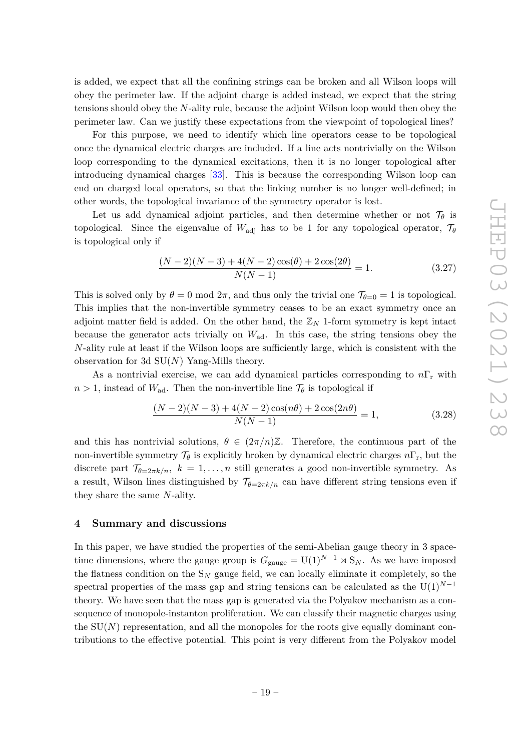is added, we expect that all the confining strings can be broken and all Wilson loops will obey the perimeter law. If the adjoint charge is added instead, we expect that the string tensions should obey the $N$-ality rule, because the adjoint Wilson loop would then obey the perimeter law. Can we justify these expectations from the viewpoint of topological lines?

For this purpose, we need to identify which line operators cease to be topological once the dynamical electric charges are included. If a line acts nontrivially on the Wilson loop corresponding to the dynamical excitations, then it is no longer topological after introducing dynamical charges [33]. This is because the corresponding Wilson loop can end on charged local operators, so that the linking number is no longer well-defined; in other words, the topological invariance of the symmetry operator is lost.

Let us add dynamical adjoint particles, and then determine whether or not $\mathcal{T}_\theta$ is topological. Since the eigenvalue of $W_{\mathrm{adj}}$ has to be 1 for any topological operator, $\mathcal{T}_\theta$ is topological only if

$$\frac{(N-2)(N-3)+4(N-2)\cos(\theta)+2\cos(2\theta)}{N(N-1)}=1. \tag{3.27}$$

This is solved only by $\theta=0 \bmod 2\pi$, and thus only the trivial one $\mathcal{T}_{\theta=0}=1$ is topological. This implies that the non-invertible symmetry ceases to be an exact symmetry once an adjoint matter field is added. On the other hand, the $\mathbb{Z}_N$ 1-form symmetry is kept intact because the generator acts trivially on $W_{\mathrm{ad}}$. In this case, the string tensions obey the $N$-ality rule at least if the Wilson loops are sufficiently large, which is consistent with the observation for 3d $\mathrm{SU}(N)$ Yang-Mills theory.

As a nontrivial exercise, we can add dynamical particles corresponding to $n\Gamma_{\mathrm{r}}$ with $n>1$, instead of $W_{\mathrm{ad}}$. Then the non-invertible line $\mathcal{T}_\theta$ is topological if

$$\frac{(N-2)(N-3)+4(N-2)\cos(n\theta)+2\cos(2n\theta)}{N(N-1)}=1, \tag{3.28}$$

and this has nontrivial solutions, $\theta\in(2\pi/n)\mathbb{Z}$. Therefore, the continuous part of the non-invertible symmetry $\mathcal{T}_\theta$ is explicitly broken by dynamical electric charges $n\Gamma_{\mathrm{r}}$, but the discrete part $\mathcal{T}_{\theta=2\pi k/n}$, $k=1,\ldots,n$ still generates a good non-invertible symmetry. As a result, Wilson lines distinguished by $\mathcal{T}_{\theta=2\pi k/n}$ can have different string tensions even if they share the same $N$-ality.

## 4 Summary and discussions

In this paper, we have studied the properties of the semi-Abelian gauge theory in 3 spacetime dimensions, where the gauge group is $G_{\mathrm{gauge}}=\mathrm{U}(1)^{N-1}\rtimes \mathrm{S}_N$. As we have imposed the flatness condition on the $\mathrm{S}_N$ gauge field, we can locally eliminate it completely, so the spectral properties of the mass gap and string tensions can be calculated as the $\mathrm{U}(1)^{N-1}$ theory. We have seen that the mass gap is generated via the Polyakov mechanism as a consequence of monopole-instanton proliferation. We can classify their magnetic charges using the $\mathrm{SU}(N)$ representation, and all the monopoles for the roots give equally dominant contributions to the effective potential. This point is very different from the Polyakov model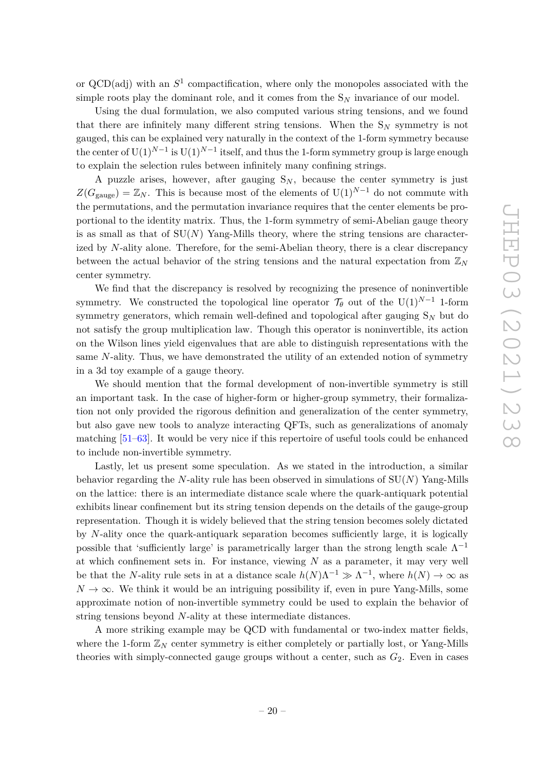or QCD(adj) with an $S^1$ compactification, where only the monopoles associated with the simple roots play the dominant role, and it comes from the $\mathrm{S}_N$ invariance of our model.

Using the dual formulation, we also computed various string tensions, and we found that there are infinitely many different string tensions. When the $\mathrm{S}_N$ symmetry is not gauged, this can be explained very naturally in the context of the 1-form symmetry because the center of $\mathrm{U}(1)^{N-1}$ is $\mathrm{U}(1)^{N-1}$ itself, and thus the 1-form symmetry group is large enough to explain the selection rules between infinitely many confining strings.

A puzzle arises, however, after gauging $\mathrm{S}_N$, because the center symmetry is just $Z(G_{\text{gauge}}) = \mathbb{Z}_N$. This is because most of the elements of $\mathrm{U}(1)^{N-1}$ do not commute with the permutations, and the permutation invariance requires that the center elements be proportional to the identity matrix. Thus, the 1-form symmetry of semi-Abelian gauge theory is as small as that of $\mathrm{SU}(N)$ Yang-Mills theory, where the string tensions are characterized by $N$-ality alone. Therefore, for the semi-Abelian theory, there is a clear discrepancy between the actual behavior of the string tensions and the natural expectation from $\mathbb{Z}_N$ center symmetry.

We find that the discrepancy is resolved by recognizing the presence of noninvertible symmetry. We constructed the topological line operator $\mathcal{T}_\theta$ out of the $\mathrm{U}(1)^{N-1}$ 1-form symmetry generators, which remain well-defined and topological after gauging $\mathrm{S}_N$ but do not satisfy the group multiplication law. Though this operator is noninvertible, its action on the Wilson lines yield eigenvalues that are able to distinguish representations with the same $N$-ality. Thus, we have demonstrated the utility of an extended notion of symmetry in a 3d toy example of a gauge theory.

We should mention that the formal development of non-invertible symmetry is still an important task. In the case of higher-form or higher-group symmetry, their formalization not only provided the rigorous definition and generalization of the center symmetry, but also gave new tools to analyze interacting QFTs, such as generalizations of anomaly matching [51–63]. It would be very nice if this repertoire of useful tools could be enhanced to include non-invertible symmetry.

Lastly, let us present some speculation. As we stated in the introduction, a similar behavior regarding the $N$-ality rule has been observed in simulations of $\mathrm{SU}(N)$ Yang-Mills on the lattice: there is an intermediate distance scale where the quark-antiquark potential exhibits linear confinement but its string tension depends on the details of the gauge-group representation. Though it is widely believed that the string tension becomes solely dictated by $N$-ality once the quark-antiquark separation becomes sufficiently large, it is logically possible that 'sufficiently large' is parametrically larger than the strong length scale $\Lambda^{-1}$ at which confinement sets in. For instance, viewing $N$ as a parameter, it may very well be that the $N$-ality rule sets in at a distance scale $h(N)\Lambda^{-1} \gg \Lambda^{-1}$, where $h(N) \to \infty$ as $N \to \infty$. We think it would be an intriguing possibility if, even in pure Yang-Mills, some approximate notion of non-invertible symmetry could be used to explain the behavior of string tensions beyond $N$-ality at these intermediate distances.

A more striking example may be QCD with fundamental or two-index matter fields, where the 1-form $\mathbb{Z}_N$ center symmetry is either completely or partially lost, or Yang-Mills theories with simply-connected gauge groups without a center, such as $G_2$. Even in cases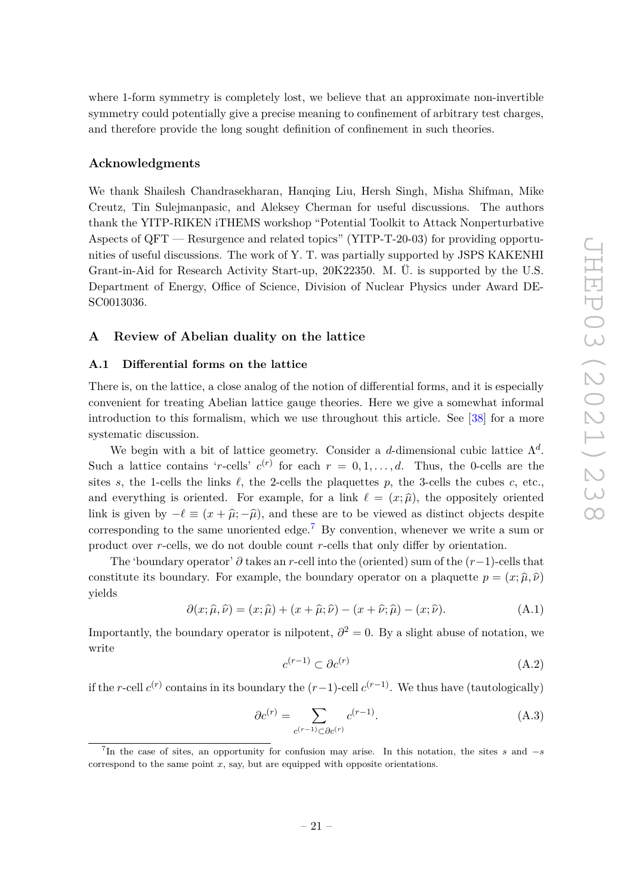where 1-form symmetry is completely lost, we believe that an approximate non-invertible symmetry could potentially give a precise meaning to confinement of arbitrary test charges, and therefore provide the long sought definition of confinement in such theories.

## Acknowledgments

We thank Shailesh Chandrasekharan, Hanqing Liu, Hersh Singh, Misha Shifman, Mike Creutz, Tin Sulejmanpasic, and Aleksey Cherman for useful discussions. The authors thank the YITP-RIKEN iTHEMS workshop "Potential Toolkit to Attack Nonperturbative Aspects of QFT — Resurgence and related topics" (YITP-T-20-03) for providing opportunities of useful discussions. The work of Y. T. was partially supported by JSPS KAKENHI Grant-in-Aid for Research Activity Start-up, 20K22350. M. Ü. is supported by the U.S. Department of Energy, Office of Science, Division of Nuclear Physics under Award DE-SC0013036.

## A Review of Abelian duality on the lattice

### A.1 Differential forms on the lattice

There is, on the lattice, a close analog of the notion of differential forms, and it is especially convenient for treating Abelian lattice gauge theories. Here we give a somewhat informal introduction to this formalism, which we use throughout this article. See [38] for a more systematic discussion.

We begin with a bit of lattice geometry. Consider a $d$-dimensional cubic lattice $\Lambda^d$. Such a lattice contains '$r$-cells' $c^{(r)}$ for each $r = 0, 1, \ldots, d$. Thus, the 0-cells are the sites $s$, the 1-cells the links $\ell$, the 2-cells the plaquettes $p$, the 3-cells the cubes $c$, etc., and everything is oriented. For example, for a link $\ell = (x; \widehat{\mu})$, the oppositely oriented link is given by $-\ell \equiv (x + \widehat{\mu}; -\widehat{\mu})$, and these are to be viewed as distinct objects despite corresponding to the same unoriented edge.[7] By convention, whenever we write a sum or product over $r$-cells, we do not double count $r$-cells that only differ by orientation.

The 'boundary operator' $\partial$ takes an $r$-cell into the (oriented) sum of the $(r-1)$-cells that constitute its boundary. For example, the boundary operator on a plaquette $p = (x; \widehat{\mu}, \widehat{\nu})$ yields

$$\partial(x; \widehat{\mu}, \widehat{\nu}) = (x; \widehat{\mu}) + (x + \widehat{\mu}; \widehat{\nu}) - (x + \widehat{\nu}; \widehat{\mu}) - (x; \widehat{\nu}). \tag{A.1}$$

Importantly, the boundary operator is nilpotent, $\partial^2 = 0$. By a slight abuse of notation, we write

$$c^{(r-1)} \subset \partial c^{(r)} \tag{A.2}$$

if the $r$-cell $c^{(r)}$ contains in its boundary the $(r-1)$-cell $c^{(r-1)}$. We thus have (tautologically)

$$\partial c^{(r)} = \sum_{c^{(r-1)} \subset \partial c^{(r)}} c^{(r-1)}. \tag{A.3}$$

[7] In the case of sites, an opportunity for confusion may arise. In this notation, the sites $s$ and $-s$ correspond to the same point $x$, say, but are equipped with opposite orientations.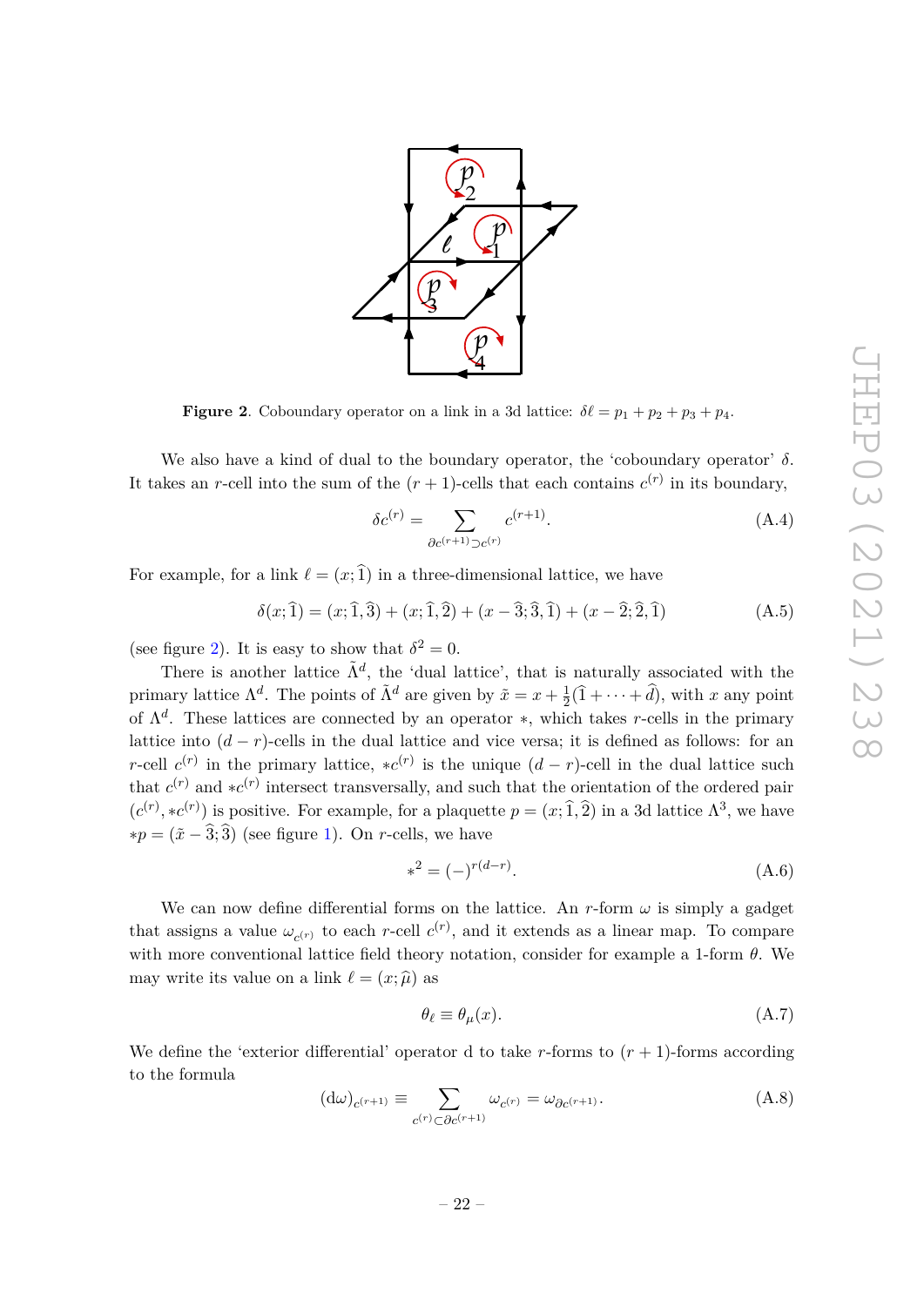**Figure 2**. Coboundary operator on a link in a 3d lattice: $\delta\ell = p_1 + p_2 + p_3 + p_4$.

We also have a kind of dual to the boundary operator, the 'coboundary operator' $\delta$. It takes an $r$-cell into the sum of the $(r+1)$-cells that each contains $c^{(r)}$ in its boundary,

$$\delta c^{(r)} = \sum_{\partial c^{(r+1)} \supset c^{(r)}} c^{(r+1)}. \tag{A.4}$$

For example, for a link $\ell = (x; \widehat{1})$ in a three-dimensional lattice, we have

$$\delta(x;\widehat{1}) = (x;\widehat{1},\widehat{3}) + (x;\widehat{1},\widehat{2}) + (x-\widehat{3};\widehat{3},\widehat{1}) + (x-\widehat{2};\widehat{2},\widehat{1}) \tag{A.5}$$

(see figure 2). It is easy to show that $\delta^2 = 0$.

There is another lattice $\tilde{\Lambda}^d$, the 'dual lattice', that is naturally associated with the primary lattice $\Lambda^d$. The points of $\tilde{\Lambda}^d$ are given by $\tilde{x} = x + \frac{1}{2}(\widehat{1} + \cdots + \widehat{d})$, with $x$ any point of $\Lambda^d$. These lattices are connected by an operator $*$, which takes $r$-cells in the primary lattice into $(d-r)$-cells in the dual lattice and vice versa; it is defined as follows: for an $r$-cell $c^{(r)}$ in the primary lattice, $*c^{(r)}$ is the unique $(d-r)$-cell in the dual lattice such that $c^{(r)}$ and $*c^{(r)}$ intersect transversally, and such that the orientation of the ordered pair $(c^{(r)}, *c^{(r)})$ is positive. For example, for a plaquette $p = (x; \widehat{1}, \widehat{2})$ in a 3d lattice $\Lambda^3$, we have $*p = (\tilde{x} - \widehat{3}; \widehat{3})$ (see figure 1). On $r$-cells, we have

$$*^2 = (-)^{r(d-r)}. \tag{A.6}$$

We can now define differential forms on the lattice. An $r$-form $\omega$ is simply a gadget that assigns a value $\omega_{c^{(r)}}$ to each $r$-cell $c^{(r)}$, and it extends as a linear map. To compare with more conventional lattice field theory notation, consider for example a 1-form $\theta$. We may write its value on a link $\ell = (x; \widehat{\mu})$ as

$$\theta_\ell \equiv \theta_\mu(x). \tag{A.7}$$

We define the 'exterior differential' operator $\mathrm{d}$ to take $r$-forms to $(r+1)$-forms according to the formula

$$(\mathrm{d}\omega)_{c^{(r+1)}} \equiv \sum_{c^{(r)} \subset \partial c^{(r+1)}} \omega_{c^{(r)}} = \omega_{\partial c^{(r+1)}}. \tag{A.8}$$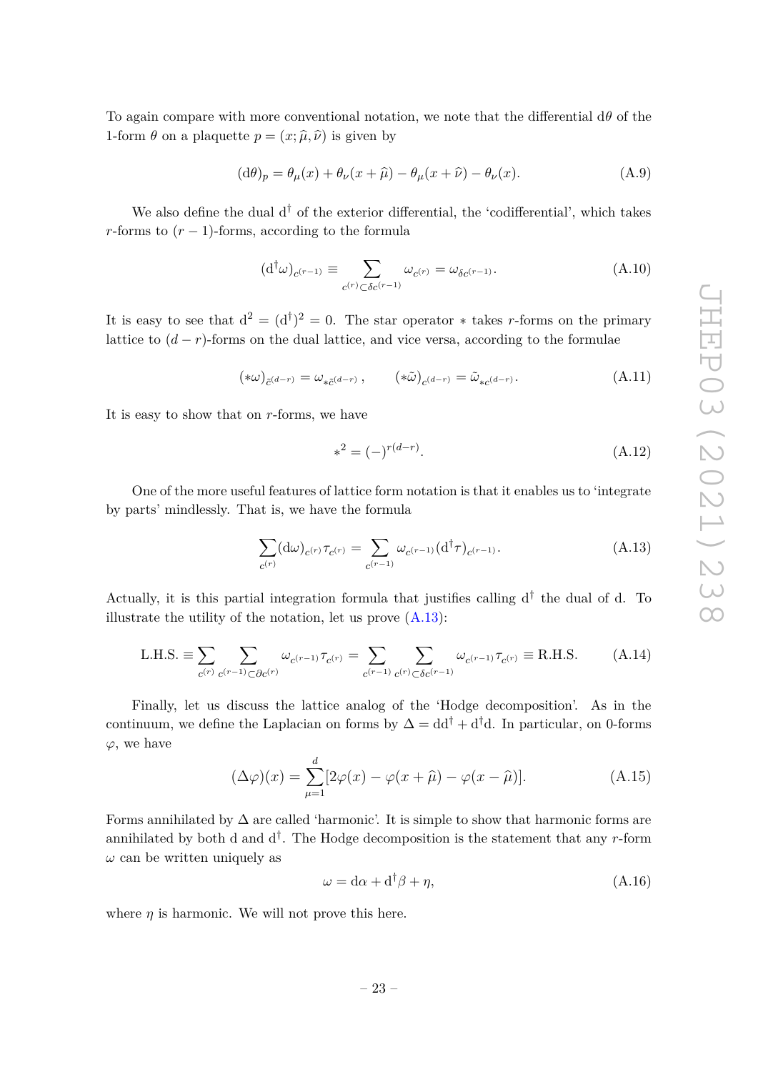To again compare with more conventional notation, we note that the differential $\mathrm{d}\theta$ of the 1-form $\theta$ on a plaquette $p = (x; \widehat{\mu}, \widehat{\nu})$ is given by

$$(\mathrm{d}\theta)_p = \theta_\mu(x) + \theta_\nu(x + \widehat{\mu}) - \theta_\mu(x + \widehat{\nu}) - \theta_\nu(x). \tag{A.9}$$

We also define the dual $\mathrm{d}^\dagger$ of the exterior differential, the 'codifferential', which takes $r$-forms to $(r-1)$-forms, according to the formula

$$(\mathrm{d}^\dagger \omega)_{c^{(r-1)}} \equiv \sum_{c^{(r)} \subset \delta c^{(r-1)}} \omega_{c^{(r)}} = \omega_{\delta c^{(r-1)}}. \tag{A.10}$$

It is easy to see that $\mathrm{d}^2 = (\mathrm{d}^\dagger)^2 = 0$. The star operator $*$ takes $r$-forms on the primary lattice to $(d-r)$-forms on the dual lattice, and vice versa, according to the formulae

$$(*\omega)_{\tilde{c}^{(d-r)}} = \omega_{*\tilde{c}^{(d-r)}}\,, \qquad (*\tilde{\omega})_{c^{(d-r)}} = \tilde{\omega}_{*c^{(d-r)}}. \tag{A.11}$$

It is easy to show that on $r$-forms, we have

$$*^2 = (-)^{r(d-r)}. \tag{A.12}$$

One of the more useful features of lattice form notation is that it enables us to 'integrate by parts' mindlessly. That is, we have the formula

$$\sum_{c^{(r)}} (\mathrm{d}\omega)_{c^{(r)}} \tau_{c^{(r)}} = \sum_{c^{(r-1)}} \omega_{c^{(r-1)}} (\mathrm{d}^\dagger \tau)_{c^{(r-1)}}. \tag{A.13}$$

Actually, it is this partial integration formula that justifies calling $\mathrm{d}^\dagger$ the dual of d. To illustrate the utility of the notation, let us prove (A.13):

$$\text{L.H.S.} \equiv \sum_{c^{(r)}} \sum_{c^{(r-1)} \subset \partial c^{(r)}} \omega_{c^{(r-1)}} \tau_{c^{(r)}} = \sum_{c^{(r-1)}} \sum_{c^{(r)} \subset \delta c^{(r-1)}} \omega_{c^{(r-1)}} \tau_{c^{(r)}} \equiv \text{R.H.S.} \tag{A.14}$$

Finally, let us discuss the lattice analog of the 'Hodge decomposition'. As in the continuum, we define the Laplacian on forms by $\Delta = \mathrm{d}\mathrm{d}^\dagger + \mathrm{d}^\dagger \mathrm{d}$. In particular, on 0-forms $\varphi$, we have

$$(\Delta\varphi)(x) = \sum_{\mu=1}^{d} [2\varphi(x) - \varphi(x + \widehat{\mu}) - \varphi(x - \widehat{\mu})]. \tag{A.15}$$

Forms annihilated by $\Delta$ are called 'harmonic'. It is simple to show that harmonic forms are annihilated by both d and $\mathrm{d}^\dagger$. The Hodge decomposition is the statement that any $r$-form $\omega$ can be written uniquely as

$$\omega = \mathrm{d}\alpha + \mathrm{d}^\dagger \beta + \eta, \tag{A.16}$$

where $\eta$ is harmonic. We will not prove this here.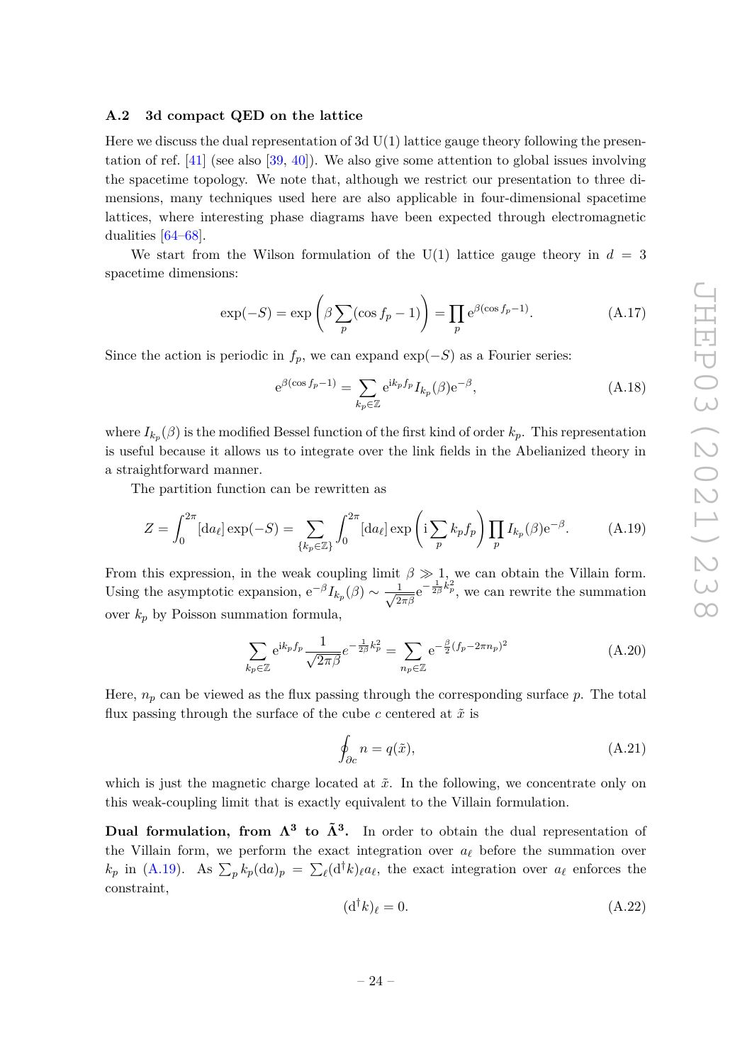### A.2 3d compact QED on the lattice

Here we discuss the dual representation of 3d U(1) lattice gauge theory following the presentation of ref. [41] (see also [39, 40]). We also give some attention to global issues involving the spacetime topology. We note that, although we restrict our presentation to three dimensions, many techniques used here are also applicable in four-dimensional spacetime lattices, where interesting phase diagrams have been expected through electromagnetic dualities [64–68].

We start from the Wilson formulation of the U(1) lattice gauge theory in $d = 3$ spacetime dimensions:

$$\exp(-S) = \exp\left(\beta \sum_p (\cos f_p - 1)\right) = \prod_p \mathrm{e}^{\beta(\cos f_p - 1)}. \tag{A.17}$$

Since the action is periodic in $f_p$, we can expand $\exp(-S)$ as a Fourier series:

$$\mathrm{e}^{\beta(\cos f_p - 1)} = \sum_{k_p \in \mathbb{Z}} \mathrm{e}^{\mathrm{i} k_p f_p} I_{k_p}(\beta) \mathrm{e}^{-\beta}, \tag{A.18}$$

where $I_{k_p}(\beta)$ is the modified Bessel function of the first kind of order $k_p$. This representation is useful because it allows us to integrate over the link fields in the Abelianized theory in a straightforward manner.

The partition function can be rewritten as

$$Z = \int_0^{2\pi} [\mathrm{d}a_\ell] \exp(-S) = \sum_{\{k_p \in \mathbb{Z}\}} \int_0^{2\pi} [\mathrm{d}a_\ell] \exp\left(\mathrm{i} \sum_p k_p f_p\right) \prod_p I_{k_p}(\beta) \mathrm{e}^{-\beta}. \tag{A.19}$$

From this expression, in the weak coupling limit $\beta \gg 1$, we can obtain the Villain form. Using the asymptotic expansion, $\mathrm{e}^{-\beta} I_{k_p}(\beta) \sim \frac{1}{\sqrt{2\pi\beta}} \mathrm{e}^{-\frac{1}{2\beta} k_p^2}$, we can rewrite the summation over $k_p$ by Poisson summation formula,

$$\sum_{k_p \in \mathbb{Z}} \mathrm{e}^{\mathrm{i} k_p f_p} \frac{1}{\sqrt{2\pi\beta}} e^{-\frac{1}{2\beta} k_p^2} = \sum_{n_p \in \mathbb{Z}} \mathrm{e}^{-\frac{\beta}{2}(f_p - 2\pi n_p)^2} \tag{A.20}$$

Here, $n_p$ can be viewed as the flux passing through the corresponding surface $p$. The total flux passing through the surface of the cube $c$ centered at $\tilde{x}$ is

$$\oint_{\partial c} n = q(\tilde{x}), \tag{A.21}$$

which is just the magnetic charge located at $\tilde{x}$. In the following, we concentrate only on this weak-coupling limit that is exactly equivalent to the Villain formulation.

**Dual formulation, from $\Lambda^3$ to $\tilde{\Lambda}^3$.** In order to obtain the dual representation of the Villain form, we perform the exact integration over $a_\ell$ before the summation over $k_p$ in (A.19). As $\sum_p k_p (\mathrm{d}a)_p = \sum_\ell (\mathrm{d}^\dagger k)_\ell a_\ell$, the exact integration over $a_\ell$ enforces the constraint,

$$(\mathrm{d}^\dagger k)_\ell = 0. \tag{A.22}$$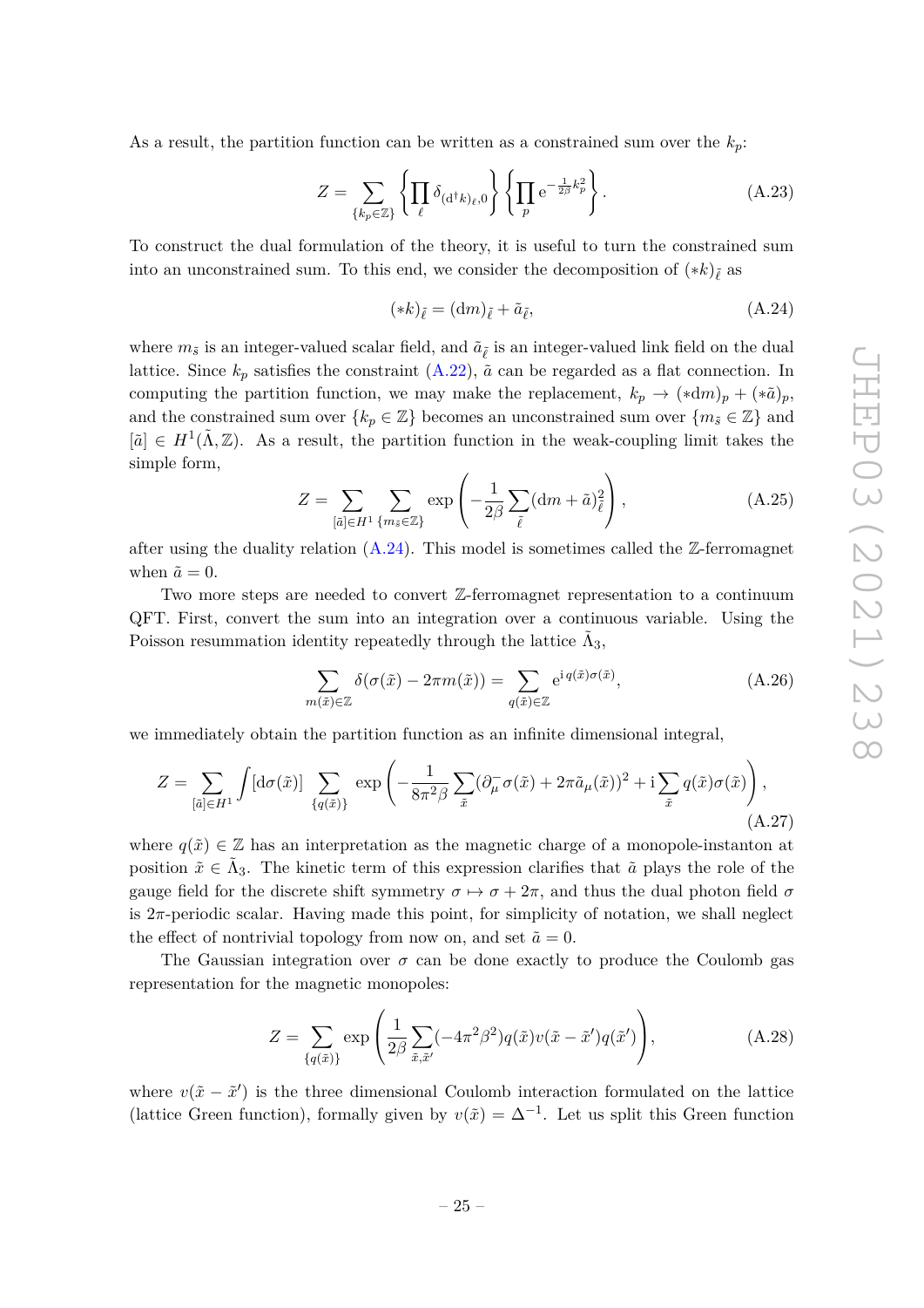As a result, the partition function can be written as a constrained sum over the $k_p$:

$$Z = \sum_{\{k_p \in \mathbb{Z}\}} \left\{ \prod_{\ell} \delta_{(\mathrm{d}^\dagger k)_\ell, 0} \right\} \left\{ \prod_{p} \mathrm{e}^{-\frac{1}{2\beta} k_p^2} \right\}. \tag{A.23}$$

To construct the dual formulation of the theory, it is useful to turn the constrained sum into an unconstrained sum. To this end, we consider the decomposition of $(*k)_{\tilde{\ell}}$ as

$$(*k)_{\tilde{\ell}} = (\mathrm{d}m)_{\tilde{\ell}} + \tilde{a}_{\tilde{\ell}}, \tag{A.24}$$

where $m_{\tilde{s}}$ is an integer-valued scalar field, and $\tilde{a}_{\tilde{\ell}}$ is an integer-valued link field on the dual lattice. Since $k_p$ satisfies the constraint (A.22), $\tilde{a}$ can be regarded as a flat connection. In computing the partition function, we may make the replacement, $k_p \to (*\mathrm{d}m)_p + (*\tilde{a})_p$, and the constrained sum over $\{k_p \in \mathbb{Z}\}$ becomes an unconstrained sum over $\{m_{\tilde{s}} \in \mathbb{Z}\}$ and $[\tilde{a}] \in H^1(\tilde{\Lambda}, \mathbb{Z})$. As a result, the partition function in the weak-coupling limit takes the simple form,

$$Z = \sum_{[\tilde{a}] \in H^1} \sum_{\{m_{\tilde{s}} \in \mathbb{Z}\}} \exp\left( -\frac{1}{2\beta} \sum_{\tilde{\ell}} (\mathrm{d}m + \tilde{a})_{\tilde{\ell}}^2 \right), \tag{A.25}$$

after using the duality relation (A.24). This model is sometimes called the $\mathbb{Z}$-ferromagnet when $\tilde{a} = 0$.

Two more steps are needed to convert $\mathbb{Z}$-ferromagnet representation to a continuum QFT. First, convert the sum into an integration over a continuous variable. Using the Poisson resummation identity repeatedly through the lattice $\tilde{\Lambda}_3$,

$$\sum_{m(\tilde{x}) \in \mathbb{Z}} \delta(\sigma(\tilde{x}) - 2\pi m(\tilde{x})) = \sum_{q(\tilde{x}) \in \mathbb{Z}} \mathrm{e}^{\mathrm{i}\, q(\tilde{x}) \sigma(\tilde{x})}, \tag{A.26}$$

we immediately obtain the partition function as an infinite dimensional integral,

$$Z = \sum_{[\tilde{a}] \in H^1} \int [\mathrm{d}\sigma(\tilde{x})] \sum_{\{q(\tilde{x})\}} \exp\left( -\frac{1}{8\pi^2 \beta} \sum_{\tilde{x}} (\partial_\mu^- \sigma(\tilde{x}) + 2\pi \tilde{a}_\mu(\tilde{x}))^2 + \mathrm{i} \sum_{\tilde{x}} q(\tilde{x}) \sigma(\tilde{x}) \right), \tag{A.27}$$

where $q(\tilde{x}) \in \mathbb{Z}$ has an interpretation as the magnetic charge of a monopole-instanton at position $\tilde{x} \in \tilde{\Lambda}_3$. The kinetic term of this expression clarifies that $\tilde{a}$ plays the role of the gauge field for the discrete shift symmetry $\sigma \mapsto \sigma + 2\pi$, and thus the dual photon field $\sigma$ is $2\pi$-periodic scalar. Having made this point, for simplicity of notation, we shall neglect the effect of nontrivial topology from now on, and set $\tilde{a} = 0$.

The Gaussian integration over $\sigma$ can be done exactly to produce the Coulomb gas representation for the magnetic monopoles:

$$Z = \sum_{\{q(\tilde{x})\}} \exp\left( \frac{1}{2\beta} \sum_{\tilde{x}, \tilde{x}'} (-4\pi^2 \beta^2) q(\tilde{x}) v(\tilde{x} - \tilde{x}') q(\tilde{x}') \right), \tag{A.28}$$

where $v(\tilde{x} - \tilde{x}')$ is the three dimensional Coulomb interaction formulated on the lattice (lattice Green function), formally given by $v(\tilde{x}) = \Delta^{-1}$. Let us split this Green function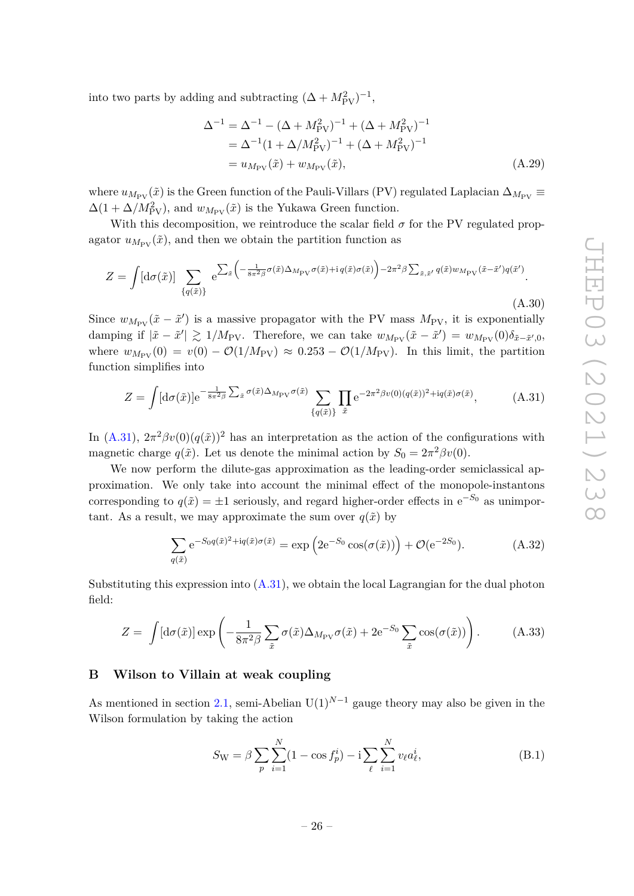into two parts by adding and subtracting $(\Delta + M_{\mathrm{PV}}^2)^{-1}$,

$$
\begin{aligned}
\Delta^{-1} &= \Delta^{-1} - (\Delta + M_{\mathrm{PV}}^2)^{-1} + (\Delta + M_{\mathrm{PV}}^2)^{-1} \\
&= \Delta^{-1}(1 + \Delta/M_{\mathrm{PV}}^2)^{-1} + (\Delta + M_{\mathrm{PV}}^2)^{-1} \\
&= u_{M_{\mathrm{PV}}}(\tilde{x}) + w_{M_{\mathrm{PV}}}(\tilde{x}),
\end{aligned}
\tag{A.29}
$$

where $u_{M_{\mathrm{PV}}}(\tilde{x})$ is the Green function of the Pauli-Villars (PV) regulated Laplacian $\Delta_{M_{\mathrm{PV}}} \equiv \Delta(1 + \Delta/M_{\mathrm{PV}}^2)$, and $w_{M_{\mathrm{PV}}}(\tilde{x})$ is the Yukawa Green function.

With this decomposition, we reintroduce the scalar field $\sigma$ for the PV regulated propagator $u_{M_{\mathrm{PV}}}(\tilde{x})$, and then we obtain the partition function as

$$
Z = \int [\mathrm{d}\sigma(\tilde{x})] \sum_{\{q(\tilde{x})\}} \mathrm{e}^{\sum_{\tilde{x}}\left(-\frac{1}{8\pi^2\beta}\sigma(\tilde{x})\Delta_{M_{\mathrm{PV}}}\sigma(\tilde{x}) + \mathrm{i}\, q(\tilde{x})\sigma(\tilde{x})\right) - 2\pi^2\beta \sum_{\tilde{x},\tilde{x}'} q(\tilde{x}) w_{M_{\mathrm{PV}}}(\tilde{x}-\tilde{x}') q(\tilde{x}')}.
\tag{A.30}
$$

Since $w_{M_{\mathrm{PV}}}(\tilde{x} - \tilde{x}')$ is a massive propagator with the PV mass $M_{\mathrm{PV}}$, it is exponentially damping if $|\tilde{x} - \tilde{x}'| \gtrsim 1/M_{\mathrm{PV}}$. Therefore, we can take $w_{M_{\mathrm{PV}}}(\tilde{x} - \tilde{x}') = w_{M_{\mathrm{PV}}}(0)\delta_{\tilde{x}-\tilde{x}',0}$, where $w_{M_{\mathrm{PV}}}(0) = v(0) - \mathcal{O}(1/M_{\mathrm{PV}}) \approx 0.253 - \mathcal{O}(1/M_{\mathrm{PV}})$. In this limit, the partition function simplifies into

$$
Z = \int [\mathrm{d}\sigma(\tilde{x})] \mathrm{e}^{-\frac{1}{8\pi^2\beta}\sum_{\tilde{x}}\sigma(\tilde{x})\Delta_{M_{\mathrm{PV}}}\sigma(\tilde{x})} \sum_{\{q(\tilde{x})\}} \prod_{\tilde{x}} \mathrm{e}^{-2\pi^2\beta v(0)(q(\tilde{x}))^2 + \mathrm{i} q(\tilde{x})\sigma(\tilde{x})},
\tag{A.31}
$$

In (A.31), $2\pi^2\beta v(0)(q(\tilde{x}))^2$ has an interpretation as the action of the configurations with magnetic charge $q(\tilde{x})$. Let us denote the minimal action by $S_0 = 2\pi^2\beta v(0)$.

We now perform the dilute-gas approximation as the leading-order semiclassical approximation. We only take into account the minimal effect of the monopole-instantons corresponding to $q(\tilde{x}) = \pm 1$ seriously, and regard higher-order effects in $\mathrm{e}^{-S_0}$ as unimportant. As a result, we may approximate the sum over $q(\tilde{x})$ by

$$
\sum_{q(\tilde{x})} \mathrm{e}^{-S_0 q(\tilde{x})^2 + \mathrm{i} q(\tilde{x})\sigma(\tilde{x})} = \exp\left(2\mathrm{e}^{-S_0}\cos(\sigma(\tilde{x}))\right) + \mathcal{O}(\mathrm{e}^{-2S_0}).
\tag{A.32}
$$

Substituting this expression into (A.31), we obtain the local Lagrangian for the dual photon field:

$$
Z = \int [\mathrm{d}\sigma(\tilde{x})] \exp\left(-\frac{1}{8\pi^2\beta}\sum_{\tilde{x}}\sigma(\tilde{x})\Delta_{M_{\mathrm{PV}}}\sigma(\tilde{x}) + 2\mathrm{e}^{-S_0}\sum_{\tilde{x}}\cos(\sigma(\tilde{x}))\right).
\tag{A.33}
$$

# B Wilson to Villain at weak coupling

As mentioned in section 2.1, semi-Abelian $\mathrm{U}(1)^{N-1}$ gauge theory may also be given in the Wilson formulation by taking the action

$$
S_{\mathrm{W}} = \beta \sum_p \sum_{i=1}^N (1 - \cos f_p^i) - \mathrm{i} \sum_\ell \sum_{i=1}^N v_\ell a_\ell^i,
\tag{B.1}
$$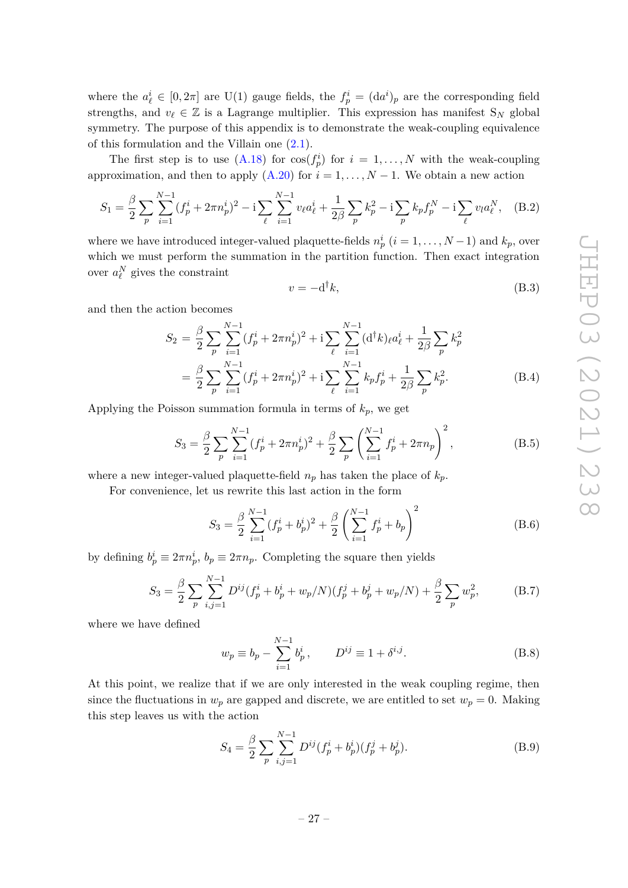where the $a^i_\ell \in [0, 2\pi]$ are U(1) gauge fields, the $f^i_p = (\mathrm{d}a^i)_p$ are the corresponding field strengths, and $v_\ell \in \mathbb{Z}$ is a Lagrange multiplier. This expression has manifest $\mathrm{S}_N$ global symmetry. The purpose of this appendix is to demonstrate the weak-coupling equivalence of this formulation and the Villain one (2.1).

The first step is to use (A.18) for $\cos(f^i_p)$ for $i = 1, \ldots, N$ with the weak-coupling approximation, and then to apply (A.20) for $i = 1, \ldots, N-1$. We obtain a new action

$$S_1 = \frac{\beta}{2} \sum_p \sum_{i=1}^{N-1} (f^i_p + 2\pi n^i_p)^2 - \mathrm{i} \sum_\ell \sum_{i=1}^{N-1} v_\ell a^i_\ell + \frac{1}{2\beta} \sum_p k_p^2 - \mathrm{i} \sum_p k_p f^N_p - \mathrm{i} \sum_\ell v_l a^N_\ell, \quad \text{(B.2)}$$

where we have introduced integer-valued plaquette-fields $n^i_p$ ($i = 1, \ldots, N-1$) and $k_p$, over which we must perform the summation in the partition function. Then exact integration over $a^N_\ell$ gives the constraint

$$v = -\mathrm{d}^\dagger k, \quad \text{(B.3)}$$

and then the action becomes

$$\begin{aligned} S_2 &= \frac{\beta}{2} \sum_p \sum_{i=1}^{N-1} (f^i_p + 2\pi n^i_p)^2 + \mathrm{i} \sum_\ell \sum_{i=1}^{N-1} (\mathrm{d}^\dagger k)_\ell a^i_\ell + \frac{1}{2\beta} \sum_p k_p^2 \\ &= \frac{\beta}{2} \sum_p \sum_{i=1}^{N-1} (f^i_p + 2\pi n^i_p)^2 + \mathrm{i} \sum_\ell \sum_{i=1}^{N-1} k_p f^i_p + \frac{1}{2\beta} \sum_p k_p^2. \end{aligned} \quad \text{(B.4)}$$

Applying the Poisson summation formula in terms of $k_p$, we get

$$S_3 = \frac{\beta}{2} \sum_p \sum_{i=1}^{N-1} (f^i_p + 2\pi n^i_p)^2 + \frac{\beta}{2} \sum_p \left( \sum_{i=1}^{N-1} f^i_p + 2\pi n_p \right)^2, \quad \text{(B.5)}$$

where a new integer-valued plaquette-field $n_p$ has taken the place of $k_p$.

For convenience, let us rewrite this last action in the form

$$S_3 = \frac{\beta}{2} \sum_{i=1}^{N-1} (f^i_p + b^i_p)^2 + \frac{\beta}{2} \left( \sum_{i=1}^{N-1} f^i_p + b_p \right)^2 \quad \text{(B.6)}$$

by defining $b^i_p \equiv 2\pi n^i_p$, $b_p \equiv 2\pi n_p$. Completing the square then yields

$$S_3 = \frac{\beta}{2} \sum_p \sum_{i,j=1}^{N-1} D^{ij} (f^i_p + b^i_p + w_p/N)(f^j_p + b^j_p + w_p/N) + \frac{\beta}{2} \sum_p w_p^2, \quad \text{(B.7)}$$

where we have defined

$$w_p \equiv b_p - \sum_{i=1}^{N-1} b^i_p, \qquad D^{ij} \equiv 1 + \delta^{i,j}. \quad \text{(B.8)}$$

At this point, we realize that if we are only interested in the weak coupling regime, then since the fluctuations in $w_p$ are gapped and discrete, we are entitled to set $w_p = 0$. Making this step leaves us with the action

$$S_4 = \frac{\beta}{2} \sum_p \sum_{i,j=1}^{N-1} D^{ij} (f^i_p + b^i_p)(f^j_p + b^j_p). \quad \text{(B.9)}$$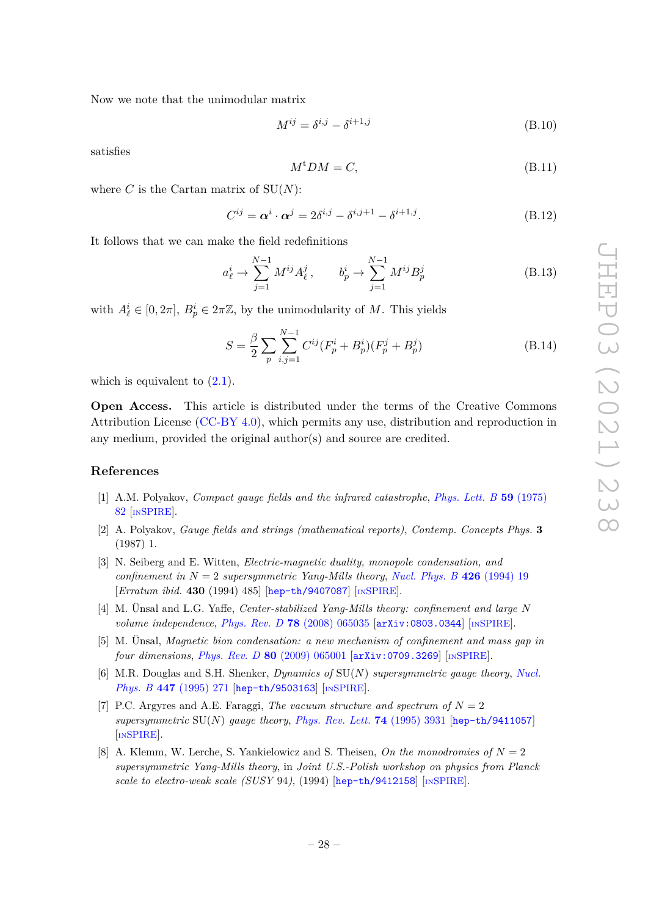Now we note that the unimodular matrix

$$M^{ij} = \delta^{i,j} - \delta^{i+1,j} \tag{B.10}$$

satisfies

$$M^{\mathrm{t}} D M = C, \tag{B.11}$$

where $C$ is the Cartan matrix of SU($N$):

$$C^{ij} = \boldsymbol{\alpha}^i \cdot \boldsymbol{\alpha}^j = 2\delta^{i,j} - \delta^{i,j+1} - \delta^{i+1,j}. \tag{B.12}$$

It follows that we can make the field redefinitions

$$a^i_\ell \to \sum_{j=1}^{N-1} M^{ij} A^j_\ell \,, \qquad b^i_p \to \sum_{j=1}^{N-1} M^{ij} B^j_p \tag{B.13}$$

with $A^i_\ell \in [0, 2\pi]$, $B^i_p \in 2\pi\mathbb{Z}$, by the unimodularity of $M$. This yields

$$S = \frac{\beta}{2} \sum_p \sum_{i,j=1}^{N-1} C^{ij} (F^i_p + B^i_p)(F^j_p + B^j_p) \tag{B.14}$$

which is equivalent to (2.1).

**Open Access.** This article is distributed under the terms of the Creative Commons Attribution License (CC-BY 4.0), which permits any use, distribution and reproduction in any medium, provided the original author(s) and source are credited.

## References

[1] A.M. Polyakov, *Compact gauge fields and the infrared catastrophe*, *Phys. Lett. B* **59** (1975) 82 [INSPIRE].

[2] A. Polyakov, *Gauge fields and strings (mathematical reports)*, *Contemp. Concepts Phys.* **3** (1987) 1.

[3] N. Seiberg and E. Witten, *Electric-magnetic duality, monopole condensation, and confinement in $N = 2$ supersymmetric Yang-Mills theory*, *Nucl. Phys. B* **426** (1994) 19 [*Erratum ibid.* **430** (1994) 485] [hep-th/9407087] [INSPIRE].

[4] M. Ünsal and L.G. Yaffe, *Center-stabilized Yang-Mills theory: confinement and large $N$ volume independence*, *Phys. Rev. D* **78** (2008) 065035 [arXiv:0803.0344] [INSPIRE].

[5] M. Ünsal, *Magnetic bion condensation: a new mechanism of confinement and mass gap in four dimensions*, *Phys. Rev. D* **80** (2009) 065001 [arXiv:0709.3269] [INSPIRE].

[6] M.R. Douglas and S.H. Shenker, *Dynamics of* SU($N$) *supersymmetric gauge theory*, *Nucl. Phys. B* **447** (1995) 271 [hep-th/9503163] [INSPIRE].

[7] P.C. Argyres and A.E. Faraggi, *The vacuum structure and spectrum of $N = 2$ supersymmetric* SU($N$) *gauge theory*, *Phys. Rev. Lett.* **74** (1995) 3931 [hep-th/9411057] [INSPIRE].

[8] A. Klemm, W. Lerche, S. Yankielowicz and S. Theisen, *On the monodromies of $N = 2$ supersymmetric Yang-Mills theory*, in *Joint U.S.-Polish workshop on physics from Planck scale to electro-weak scale (SUSY 94)*, (1994) [hep-th/9412158] [INSPIRE].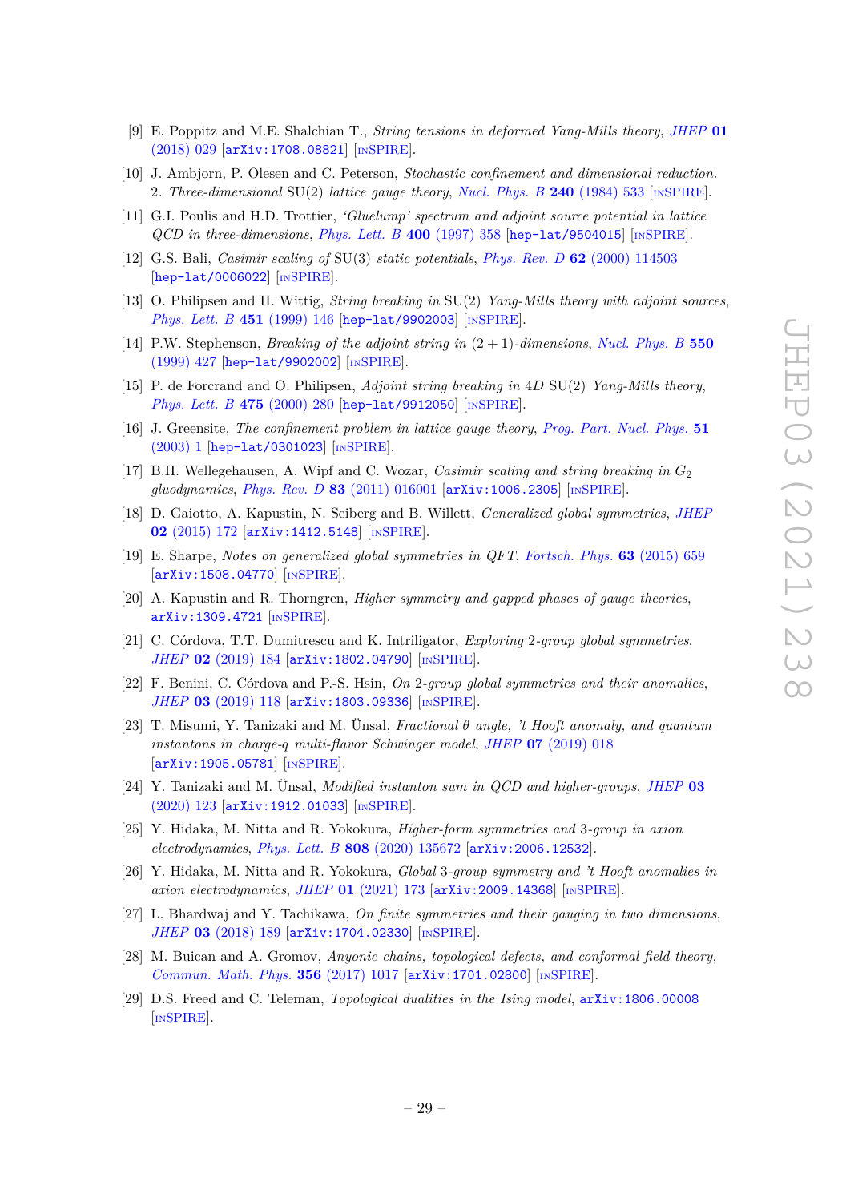- [9] E. Poppitz and M.E. Shalchian T., *String tensions in deformed Yang-Mills theory*, *JHEP* **01** (2018) 029 [arXiv:1708.08821] [INSPIRE].
- [10] J. Ambjorn, P. Olesen and C. Peterson, *Stochastic confinement and dimensional reduction. 2. Three-dimensional* SU(2) *lattice gauge theory*, *Nucl. Phys. B* **240** (1984) 533 [INSPIRE].
- [11] G.I. Poulis and H.D. Trottier, *'Gluelump' spectrum and adjoint source potential in lattice QCD in three-dimensions*, *Phys. Lett. B* **400** (1997) 358 [hep-lat/9504015] [INSPIRE].
- [12] G.S. Bali, *Casimir scaling of* SU(3) *static potentials*, *Phys. Rev. D* **62** (2000) 114503 [hep-lat/0006022] [INSPIRE].
- [13] O. Philipsen and H. Wittig, *String breaking in* SU(2) *Yang-Mills theory with adjoint sources*, *Phys. Lett. B* **451** (1999) 146 [hep-lat/9902003] [INSPIRE].
- [14] P.W. Stephenson, *Breaking of the adjoint string in* $(2+1)$*-dimensions*, *Nucl. Phys. B* **550** (1999) 427 [hep-lat/9902002] [INSPIRE].
- [15] P. de Forcrand and O. Philipsen, *Adjoint string breaking in 4D* SU(2) *Yang-Mills theory*, *Phys. Lett. B* **475** (2000) 280 [hep-lat/9912050] [INSPIRE].
- [16] J. Greensite, *The confinement problem in lattice gauge theory*, *Prog. Part. Nucl. Phys.* **51** (2003) 1 [hep-lat/0301023] [INSPIRE].
- [17] B.H. Wellegehausen, A. Wipf and C. Wozar, *Casimir scaling and string breaking in* $G_2$ *gluodynamics*, *Phys. Rev. D* **83** (2011) 016001 [arXiv:1006.2305] [INSPIRE].
- [18] D. Gaiotto, A. Kapustin, N. Seiberg and B. Willett, *Generalized global symmetries*, *JHEP* **02** (2015) 172 [arXiv:1412.5148] [INSPIRE].
- [19] E. Sharpe, *Notes on generalized global symmetries in QFT*, *Fortsch. Phys.* **63** (2015) 659 [arXiv:1508.04770] [INSPIRE].
- [20] A. Kapustin and R. Thorngren, *Higher symmetry and gapped phases of gauge theories*, arXiv:1309.4721 [INSPIRE].
- [21] C. Córdova, T.T. Dumitrescu and K. Intriligator, *Exploring* 2*-group global symmetries*, *JHEP* **02** (2019) 184 [arXiv:1802.04790] [INSPIRE].
- [22] F. Benini, C. Córdova and P.-S. Hsin, *On* 2*-group global symmetries and their anomalies*, *JHEP* **03** (2019) 118 [arXiv:1803.09336] [INSPIRE].
- [23] T. Misumi, Y. Tanizaki and M. Ünsal, *Fractional* $\theta$ *angle, 't Hooft anomaly, and quantum instantons in charge-q multi-flavor Schwinger model*, *JHEP* **07** (2019) 018 [arXiv:1905.05781] [INSPIRE].
- [24] Y. Tanizaki and M. Ünsal, *Modified instanton sum in QCD and higher-groups*, *JHEP* **03** (2020) 123 [arXiv:1912.01033] [INSPIRE].
- [25] Y. Hidaka, M. Nitta and R. Yokokura, *Higher-form symmetries and* 3*-group in axion electrodynamics*, *Phys. Lett. B* **808** (2020) 135672 [arXiv:2006.12532].
- [26] Y. Hidaka, M. Nitta and R. Yokokura, *Global* 3*-group symmetry and 't Hooft anomalies in axion electrodynamics*, *JHEP* **01** (2021) 173 [arXiv:2009.14368] [INSPIRE].
- [27] L. Bhardwaj and Y. Tachikawa, *On finite symmetries and their gauging in two dimensions*, *JHEP* **03** (2018) 189 [arXiv:1704.02330] [INSPIRE].
- [28] M. Buican and A. Gromov, *Anyonic chains, topological defects, and conformal field theory*, *Commun. Math. Phys.* **356** (2017) 1017 [arXiv:1701.02800] [INSPIRE].
- [29] D.S. Freed and C. Teleman, *Topological dualities in the Ising model*, arXiv:1806.00008 [INSPIRE].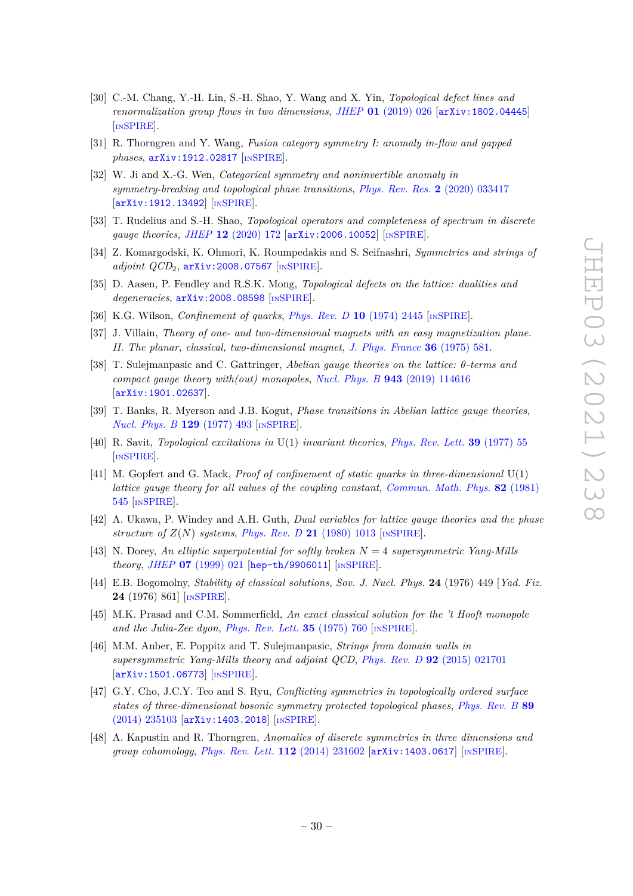- [30] C.-M. Chang, Y.-H. Lin, S.-H. Shao, Y. Wang and X. Yin, *Topological defect lines and renormalization group flows in two dimensions*, *JHEP* **01** (2019) 026 [arXiv:1802.04445] [INSPIRE].
- [31] R. Thorngren and Y. Wang, *Fusion category symmetry I: anomaly in-flow and gapped phases*, arXiv:1912.02817 [INSPIRE].
- [32] W. Ji and X.-G. Wen, *Categorical symmetry and noninvertible anomaly in symmetry-breaking and topological phase transitions*, *Phys. Rev. Res.* **2** (2020) 033417 [arXiv:1912.13492] [INSPIRE].
- [33] T. Rudelius and S.-H. Shao, *Topological operators and completeness of spectrum in discrete gauge theories*, *JHEP* **12** (2020) 172 [arXiv:2006.10052] [INSPIRE].
- [34] Z. Komargodski, K. Ohmori, K. Roumpedakis and S. Seifnashri, *Symmetries and strings of adjoint QCD$_2$*, arXiv:2008.07567 [INSPIRE].
- [35] D. Aasen, P. Fendley and R.S.K. Mong, *Topological defects on the lattice: dualities and degeneracies*, arXiv:2008.08598 [INSPIRE].
- [36] K.G. Wilson, *Confinement of quarks*, *Phys. Rev. D* **10** (1974) 2445 [INSPIRE].
- [37] J. Villain, *Theory of one- and two-dimensional magnets with an easy magnetization plane. II. The planar, classical, two-dimensional magnet*, *J. Phys. France* **36** (1975) 581.
- [38] T. Sulejmanpasic and C. Gattringer, *Abelian gauge theories on the lattice: θ-terms and compact gauge theory with(out) monopoles*, *Nucl. Phys. B* **943** (2019) 114616 [arXiv:1901.02637].
- [39] T. Banks, R. Myerson and J.B. Kogut, *Phase transitions in Abelian lattice gauge theories*, *Nucl. Phys. B* **129** (1977) 493 [INSPIRE].
- [40] R. Savit, *Topological excitations in* U(1) *invariant theories*, *Phys. Rev. Lett.* **39** (1977) 55 [INSPIRE].
- [41] M. Gopfert and G. Mack, *Proof of confinement of static quarks in three-dimensional* U(1) *lattice gauge theory for all values of the coupling constant*, *Commun. Math. Phys.* **82** (1981) 545 [INSPIRE].
- [42] A. Ukawa, P. Windey and A.H. Guth, *Dual variables for lattice gauge theories and the phase structure of $Z(N)$ systems*, *Phys. Rev. D* **21** (1980) 1013 [INSPIRE].
- [43] N. Dorey, *An elliptic superpotential for softly broken $N = 4$ supersymmetric Yang-Mills theory*, *JHEP* **07** (1999) 021 [hep-th/9906011] [INSPIRE].
- [44] E.B. Bogomolny, *Stability of classical solutions*, *Sov. J. Nucl. Phys.* **24** (1976) 449 [*Yad. Fiz.* **24** (1976) 861] [INSPIRE].
- [45] M.K. Prasad and C.M. Sommerfield, *An exact classical solution for the 't Hooft monopole and the Julia-Zee dyon*, *Phys. Rev. Lett.* **35** (1975) 760 [INSPIRE].
- [46] M.M. Anber, E. Poppitz and T. Sulejmanpasic, *Strings from domain walls in supersymmetric Yang-Mills theory and adjoint QCD*, *Phys. Rev. D* **92** (2015) 021701 [arXiv:1501.06773] [INSPIRE].
- [47] G.Y. Cho, J.C.Y. Teo and S. Ryu, *Conflicting symmetries in topologically ordered surface states of three-dimensional bosonic symmetry protected topological phases*, *Phys. Rev. B* **89** (2014) 235103 [arXiv:1403.2018] [INSPIRE].
- [48] A. Kapustin and R. Thorngren, *Anomalies of discrete symmetries in three dimensions and group cohomology*, *Phys. Rev. Lett.* **112** (2014) 231602 [arXiv:1403.0617] [INSPIRE].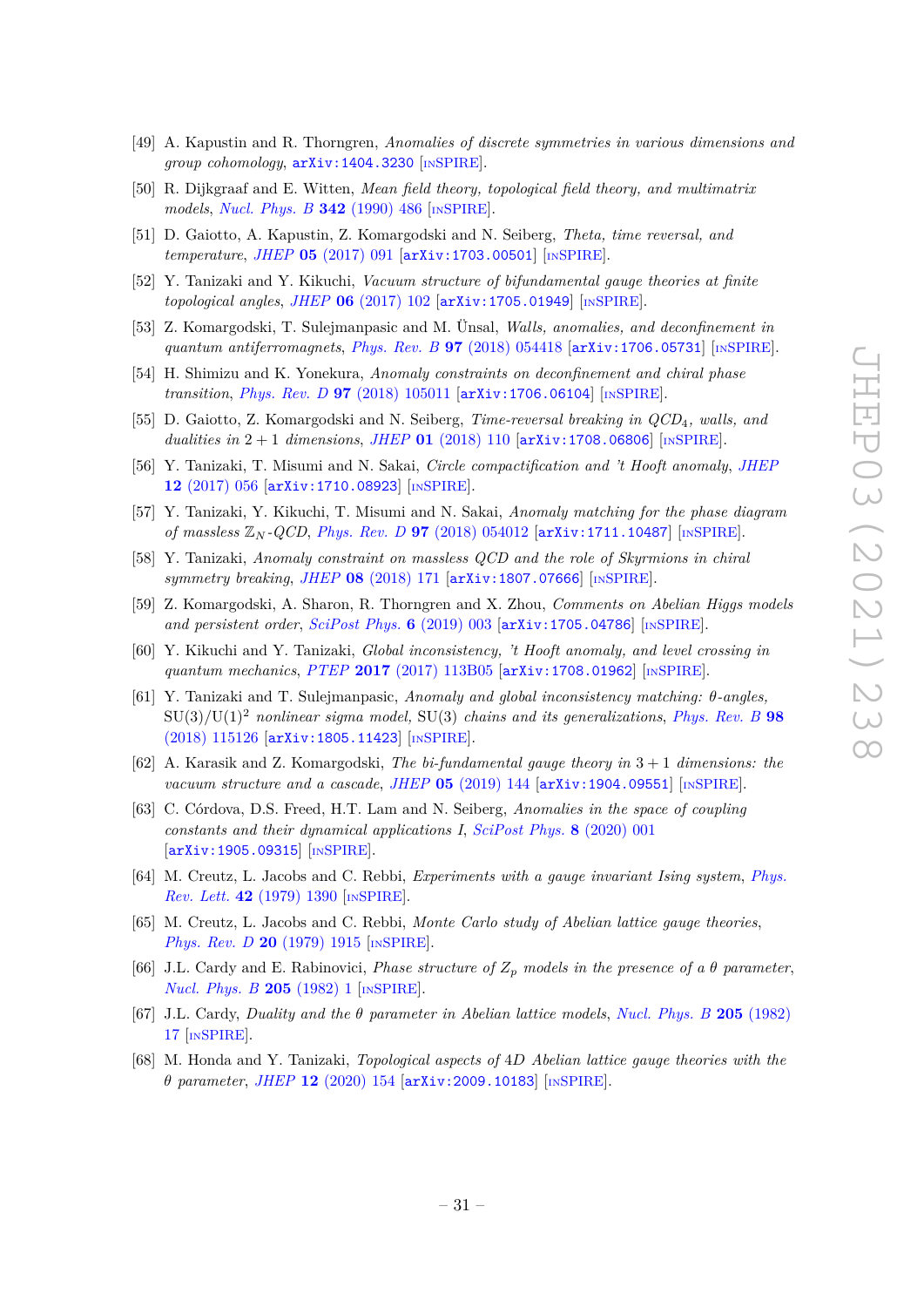[49] A. Kapustin and R. Thorngren, *Anomalies of discrete symmetries in various dimensions and group cohomology*, arXiv:1404.3230 [INSPIRE].

[50] R. Dijkgraaf and E. Witten, *Mean field theory, topological field theory, and multimatrix models*, Nucl. Phys. B **342** (1990) 486 [INSPIRE].

[51] D. Gaiotto, A. Kapustin, Z. Komargodski and N. Seiberg, *Theta, time reversal, and temperature*, JHEP **05** (2017) 091 [arXiv:1703.00501] [INSPIRE].

[52] Y. Tanizaki and Y. Kikuchi, *Vacuum structure of bifundamental gauge theories at finite topological angles*, JHEP **06** (2017) 102 [arXiv:1705.01949] [INSPIRE].

[53] Z. Komargodski, T. Sulejmanpasic and M. Ünsal, *Walls, anomalies, and deconfinement in quantum antiferromagnets*, Phys. Rev. B **97** (2018) 054418 [arXiv:1706.05731] [INSPIRE].

[54] H. Shimizu and K. Yonekura, *Anomaly constraints on deconfinement and chiral phase transition*, Phys. Rev. D **97** (2018) 105011 [arXiv:1706.06104] [INSPIRE].

[55] D. Gaiotto, Z. Komargodski and N. Seiberg, *Time-reversal breaking in $QCD_4$, walls, and dualities in $2+1$ dimensions*, JHEP **01** (2018) 110 [arXiv:1708.06806] [INSPIRE].

[56] Y. Tanizaki, T. Misumi and N. Sakai, *Circle compactification and 't Hooft anomaly*, JHEP **12** (2017) 056 [arXiv:1710.08923] [INSPIRE].

[57] Y. Tanizaki, Y. Kikuchi, T. Misumi and N. Sakai, *Anomaly matching for the phase diagram of massless $\mathbb{Z}_N$-QCD*, Phys. Rev. D **97** (2018) 054012 [arXiv:1711.10487] [INSPIRE].

[58] Y. Tanizaki, *Anomaly constraint on massless QCD and the role of Skyrmions in chiral symmetry breaking*, JHEP **08** (2018) 171 [arXiv:1807.07666] [INSPIRE].

[59] Z. Komargodski, A. Sharon, R. Thorngren and X. Zhou, *Comments on Abelian Higgs models and persistent order*, SciPost Phys. **6** (2019) 003 [arXiv:1705.04786] [INSPIRE].

[60] Y. Kikuchi and Y. Tanizaki, *Global inconsistency, 't Hooft anomaly, and level crossing in quantum mechanics*, PTEP **2017** (2017) 113B05 [arXiv:1708.01962] [INSPIRE].

[61] Y. Tanizaki and T. Sulejmanpasic, *Anomaly and global inconsistency matching: θ-angles, $\mathrm{SU}(3)/\mathrm{U}(1)^2$ nonlinear sigma model, $\mathrm{SU}(3)$ chains and its generalizations*, Phys. Rev. B **98** (2018) 115126 [arXiv:1805.11423] [INSPIRE].

[62] A. Karasik and Z. Komargodski, *The bi-fundamental gauge theory in $3+1$ dimensions: the vacuum structure and a cascade*, JHEP **05** (2019) 144 [arXiv:1904.09551] [INSPIRE].

[63] C. Córdova, D.S. Freed, H.T. Lam and N. Seiberg, *Anomalies in the space of coupling constants and their dynamical applications I*, SciPost Phys. **8** (2020) 001 [arXiv:1905.09315] [INSPIRE].

[64] M. Creutz, L. Jacobs and C. Rebbi, *Experiments with a gauge invariant Ising system*, Phys. Rev. Lett. **42** (1979) 1390 [INSPIRE].

[65] M. Creutz, L. Jacobs and C. Rebbi, *Monte Carlo study of Abelian lattice gauge theories*, Phys. Rev. D **20** (1979) 1915 [INSPIRE].

[66] J.L. Cardy and E. Rabinovici, *Phase structure of $Z_p$ models in the presence of a θ parameter*, Nucl. Phys. B **205** (1982) 1 [INSPIRE].

[67] J.L. Cardy, *Duality and the θ parameter in Abelian lattice models*, Nucl. Phys. B **205** (1982) 17 [INSPIRE].

[68] M. Honda and Y. Tanizaki, *Topological aspects of 4D Abelian lattice gauge theories with the θ parameter*, JHEP **12** (2020) 154 [arXiv:2009.10183] [INSPIRE].